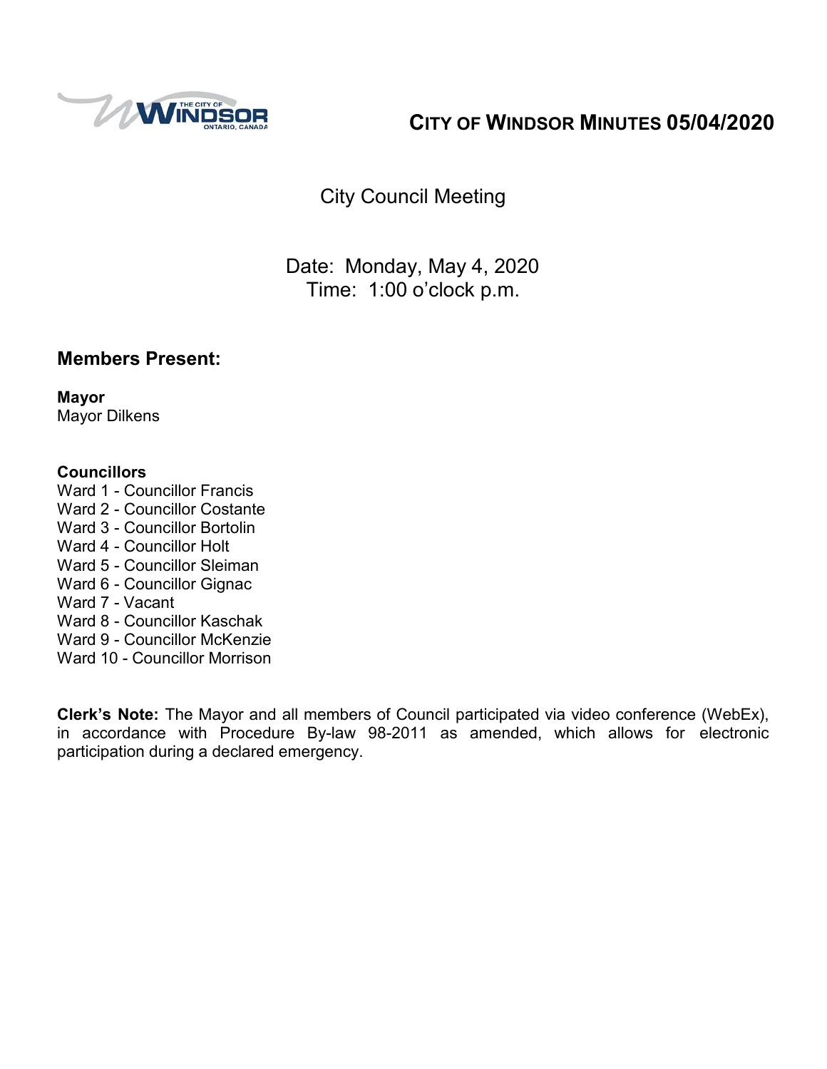# CITY OF WINDSOR MINUTES 05/04/2020

City Council Meeting

Date: Monday, May 4, 2020
Time: 1:00 o'clock p.m.

## Members Present:

**Mayor**
Mayor Dilkens

**Councillors**
Ward 1 - Councillor Francis
Ward 2 - Councillor Costante
Ward 3 - Councillor Bortolin
Ward 4 - Councillor Holt
Ward 5 - Councillor Sleiman
Ward 6 - Councillor Gignac
Ward 7 - Vacant
Ward 8 - Councillor Kaschak
Ward 9 - Councillor McKenzie
Ward 10 - Councillor Morrison

**Clerk's Note:** The Mayor and all members of Council participated via video conference (WebEx), in accordance with Procedure By-law 98-2011 as amended, which allows for electronic participation during a declared emergency.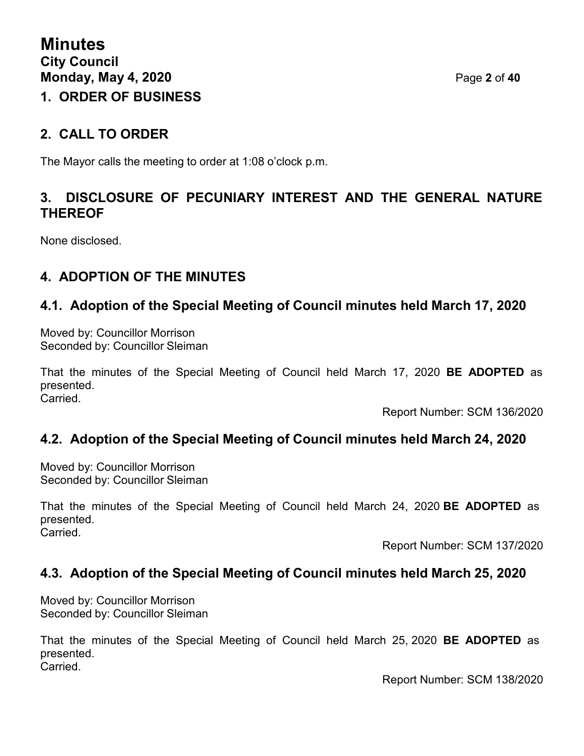## 1. ORDER OF BUSINESS

## 2. CALL TO ORDER

The Mayor calls the meeting to order at 1:08 o'clock p.m.

## 3. DISCLOSURE OF PECUNIARY INTEREST AND THE GENERAL NATURE THEREOF

None disclosed.

## 4. ADOPTION OF THE MINUTES

### 4.1. Adoption of the Special Meeting of Council minutes held March 17, 2020

Moved by: Councillor Morrison
Seconded by: Councillor Sleiman

That the minutes of the Special Meeting of Council held March 17, 2020 **BE ADOPTED** as presented.
Carried.

Report Number: SCM 136/2020

### 4.2. Adoption of the Special Meeting of Council minutes held March 24, 2020

Moved by: Councillor Morrison
Seconded by: Councillor Sleiman

That the minutes of the Special Meeting of Council held March 24, 2020 **BE ADOPTED** as presented.
Carried.

Report Number: SCM 137/2020

### 4.3. Adoption of the Special Meeting of Council minutes held March 25, 2020

Moved by: Councillor Morrison
Seconded by: Councillor Sleiman

That the minutes of the Special Meeting of Council held March 25, 2020 **BE ADOPTED** as presented.
Carried.

Report Number: SCM 138/2020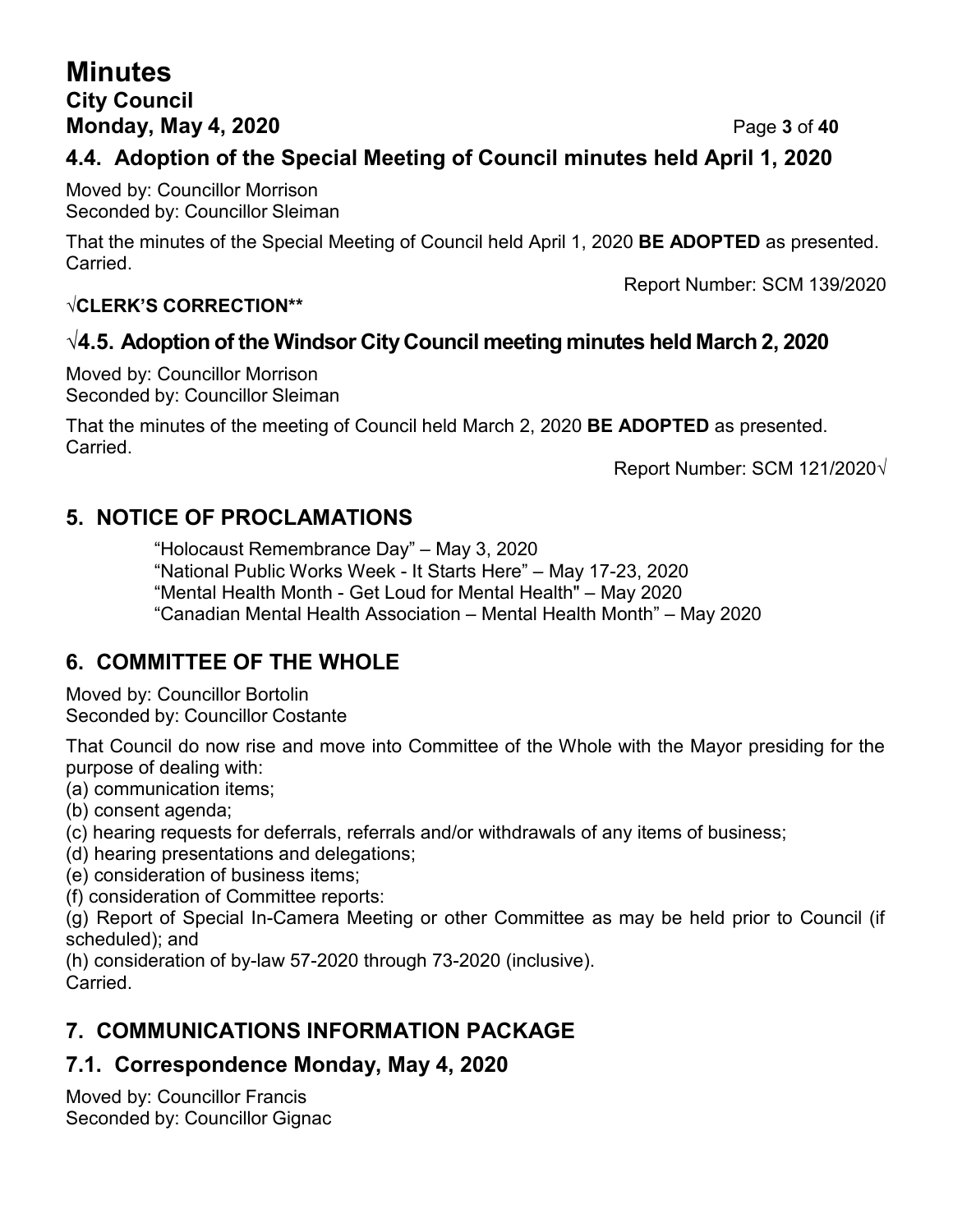## 4.4. Adoption of the Special Meeting of Council minutes held April 1, 2020

Moved by: Councillor Morrison
Seconded by: Councillor Sleiman

That the minutes of the Special Meeting of Council held April 1, 2020 **BE ADOPTED** as presented.
Carried.

Report Number: SCM 139/2020

**√CLERK'S CORRECTION****

## √4.5. Adoption of the Windsor City Council meeting minutes held March 2, 2020

Moved by: Councillor Morrison
Seconded by: Councillor Sleiman

That the minutes of the meeting of Council held March 2, 2020 **BE ADOPTED** as presented.
Carried.

Report Number: SCM 121/2020√

## 5. NOTICE OF PROCLAMATIONS

"Holocaust Remembrance Day" – May 3, 2020
"National Public Works Week - It Starts Here" – May 17-23, 2020
"Mental Health Month - Get Loud for Mental Health" – May 2020
"Canadian Mental Health Association – Mental Health Month" – May 2020

## 6. COMMITTEE OF THE WHOLE

Moved by: Councillor Bortolin
Seconded by: Councillor Costante

That Council do now rise and move into Committee of the Whole with the Mayor presiding for the purpose of dealing with:
(a) communication items;
(b) consent agenda;
(c) hearing requests for deferrals, referrals and/or withdrawals of any items of business;
(d) hearing presentations and delegations;
(e) consideration of business items;
(f) consideration of Committee reports:
(g) Report of Special In-Camera Meeting or other Committee as may be held prior to Council (if scheduled); and
(h) consideration of by-law 57-2020 through 73-2020 (inclusive).
Carried.

## 7. COMMUNICATIONS INFORMATION PACKAGE

## 7.1. Correspondence Monday, May 4, 2020

Moved by: Councillor Francis
Seconded by: Councillor Gignac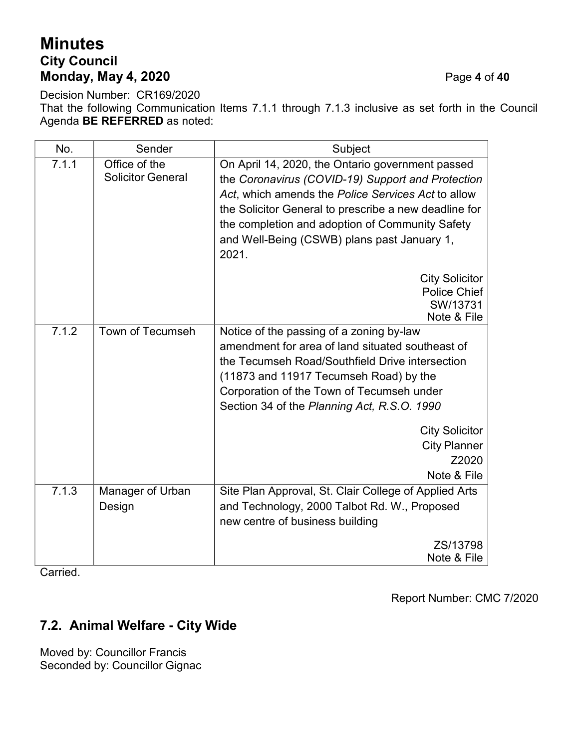Decision Number: CR169/2020
That the following Communication Items 7.1.1 through 7.1.3 inclusive as set forth in the Council Agenda **BE REFERRED** as noted:

| No. | Sender | Subject |
|---|---|---|
| 7.1.1 | Office of the Solicitor General | On April 14, 2020, the Ontario government passed the *Coronavirus (COVID-19) Support and Protection Act*, which amends the *Police Services Act* to allow the Solicitor General to prescribe a new deadline for the completion and adoption of Community Safety and Well-Being (CSWB) plans past January 1, 2021.<br><br>City Solicitor<br>Police Chief<br>SW/13731<br>Note & File |
| 7.1.2 | Town of Tecumseh | Notice of the passing of a zoning by-law amendment for area of land situated southeast of the Tecumseh Road/Southfield Drive intersection (11873 and 11917 Tecumseh Road) by the Corporation of the Town of Tecumseh under Section 34 of the *Planning Act, R.S.O. 1990*<br><br>City Solicitor<br>City Planner<br>Z2020<br>Note & File |
| 7.1.3 | Manager of Urban Design | Site Plan Approval, St. Clair College of Applied Arts and Technology, 2000 Talbot Rd. W., Proposed new centre of business building<br><br>ZS/13798<br>Note & File |

Carried.

Report Number: CMC 7/2020

## 7.2. Animal Welfare - City Wide

Moved by: Councillor Francis
Seconded by: Councillor Gignac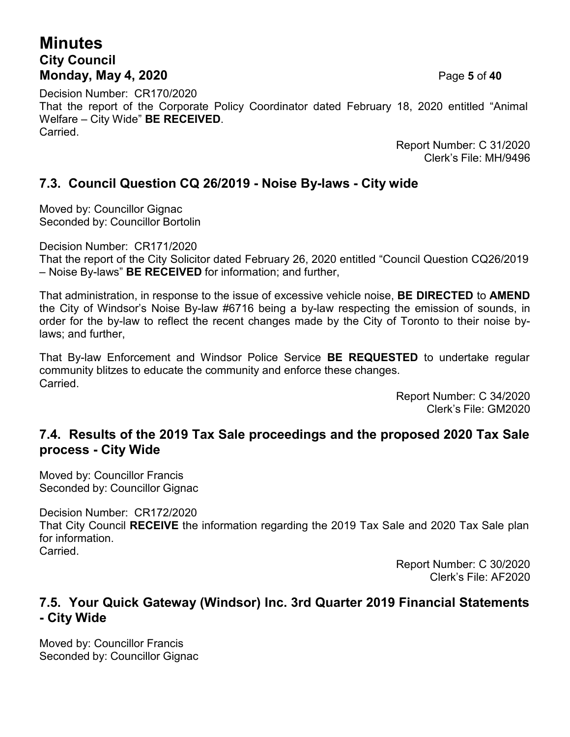Decision Number: CR170/2020
That the report of the Corporate Policy Coordinator dated February 18, 2020 entitled "Animal Welfare – City Wide" **BE RECEIVED**.
Carried.

Report Number: C 31/2020
Clerk's File: MH/9496

## 7.3. Council Question CQ 26/2019 - Noise By-laws - City wide

Moved by: Councillor Gignac
Seconded by: Councillor Bortolin

Decision Number: CR171/2020
That the report of the City Solicitor dated February 26, 2020 entitled "Council Question CQ26/2019 – Noise By-laws" **BE RECEIVED** for information; and further,

That administration, in response to the issue of excessive vehicle noise, **BE DIRECTED** to **AMEND** the City of Windsor's Noise By-law #6716 being a by-law respecting the emission of sounds, in order for the by-law to reflect the recent changes made by the City of Toronto to their noise by-laws; and further,

That By-law Enforcement and Windsor Police Service **BE REQUESTED** to undertake regular community blitzes to educate the community and enforce these changes.
Carried.

Report Number: C 34/2020
Clerk's File: GM2020

## 7.4. Results of the 2019 Tax Sale proceedings and the proposed 2020 Tax Sale process - City Wide

Moved by: Councillor Francis
Seconded by: Councillor Gignac

Decision Number: CR172/2020
That City Council **RECEIVE** the information regarding the 2019 Tax Sale and 2020 Tax Sale plan for information.
Carried.

Report Number: C 30/2020
Clerk's File: AF2020

## 7.5. Your Quick Gateway (Windsor) Inc. 3rd Quarter 2019 Financial Statements - City Wide

Moved by: Councillor Francis
Seconded by: Councillor Gignac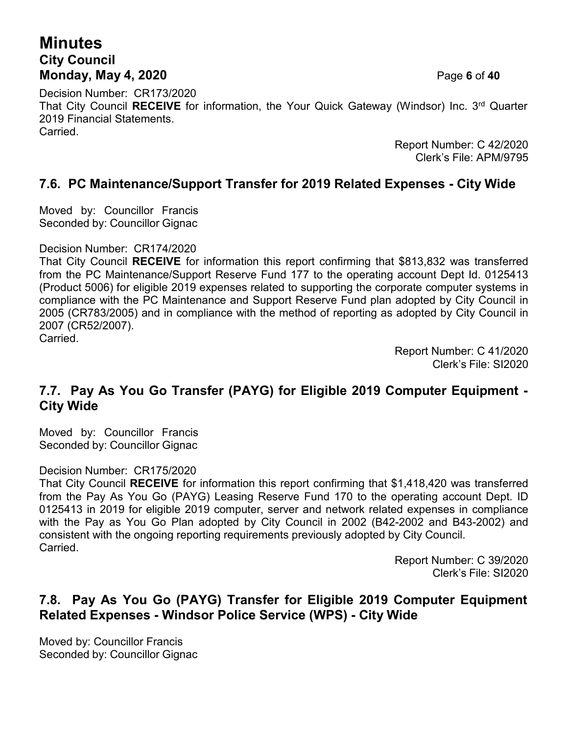Decision Number: CR173/2020
That City Council **RECEIVE** for information, the Your Quick Gateway (Windsor) Inc. 3rd Quarter 2019 Financial Statements.
Carried.

Report Number: C 42/2020
Clerk's File: APM/9795

## 7.6. PC Maintenance/Support Transfer for 2019 Related Expenses - City Wide

Moved by: Councillor Francis
Seconded by: Councillor Gignac

Decision Number: CR174/2020
That City Council **RECEIVE** for information this report confirming that $813,832 was transferred from the PC Maintenance/Support Reserve Fund 177 to the operating account Dept Id. 0125413 (Product 5006) for eligible 2019 expenses related to supporting the corporate computer systems in compliance with the PC Maintenance and Support Reserve Fund plan adopted by City Council in 2005 (CR783/2005) and in compliance with the method of reporting as adopted by City Council in 2007 (CR52/2007).
Carried.

Report Number: C 41/2020
Clerk's File: SI2020

## 7.7. Pay As You Go Transfer (PAYG) for Eligible 2019 Computer Equipment - City Wide

Moved by: Councillor Francis
Seconded by: Councillor Gignac

Decision Number: CR175/2020
That City Council **RECEIVE** for information this report confirming that $1,418,420 was transferred from the Pay As You Go (PAYG) Leasing Reserve Fund 170 to the operating account Dept. ID 0125413 in 2019 for eligible 2019 computer, server and network related expenses in compliance with the Pay as You Go Plan adopted by City Council in 2002 (B42-2002 and B43-2002) and consistent with the ongoing reporting requirements previously adopted by City Council.
Carried.

Report Number: C 39/2020
Clerk's File: SI2020

## 7.8. Pay As You Go (PAYG) Transfer for Eligible 2019 Computer Equipment Related Expenses - Windsor Police Service (WPS) - City Wide

Moved by: Councillor Francis
Seconded by: Councillor Gignac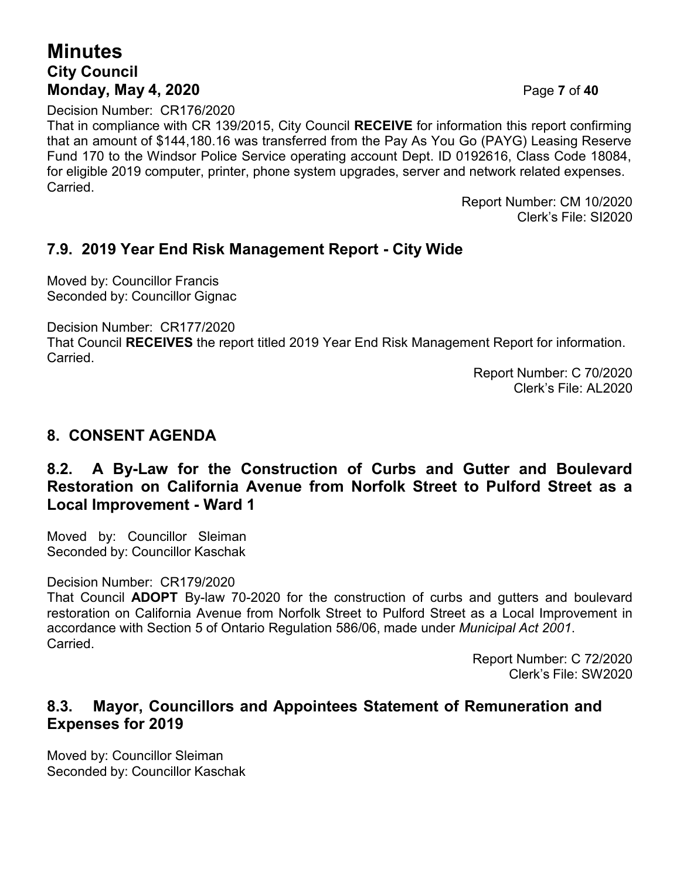Decision Number: CR176/2020
That in compliance with CR 139/2015, City Council **RECEIVE** for information this report confirming that an amount of $144,180.16 was transferred from the Pay As You Go (PAYG) Leasing Reserve Fund 170 to the Windsor Police Service operating account Dept. ID 0192616, Class Code 18084, for eligible 2019 computer, printer, phone system upgrades, server and network related expenses.
Carried.

Report Number: CM 10/2020
Clerk's File: SI2020

## 7.9. 2019 Year End Risk Management Report - City Wide

Moved by: Councillor Francis
Seconded by: Councillor Gignac

Decision Number: CR177/2020
That Council **RECEIVES** the report titled 2019 Year End Risk Management Report for information.
Carried.

Report Number: C 70/2020
Clerk's File: AL2020

## 8. CONSENT AGENDA

## 8.2. A By-Law for the Construction of Curbs and Gutter and Boulevard Restoration on California Avenue from Norfolk Street to Pulford Street as a Local Improvement - Ward 1

Moved by: Councillor Sleiman
Seconded by: Councillor Kaschak

Decision Number: CR179/2020
That Council **ADOPT** By-law 70-2020 for the construction of curbs and gutters and boulevard restoration on California Avenue from Norfolk Street to Pulford Street as a Local Improvement in accordance with Section 5 of Ontario Regulation 586/06, made under *Municipal Act 2001*.
Carried.

Report Number: C 72/2020
Clerk's File: SW2020

## 8.3. Mayor, Councillors and Appointees Statement of Remuneration and Expenses for 2019

Moved by: Councillor Sleiman
Seconded by: Councillor Kaschak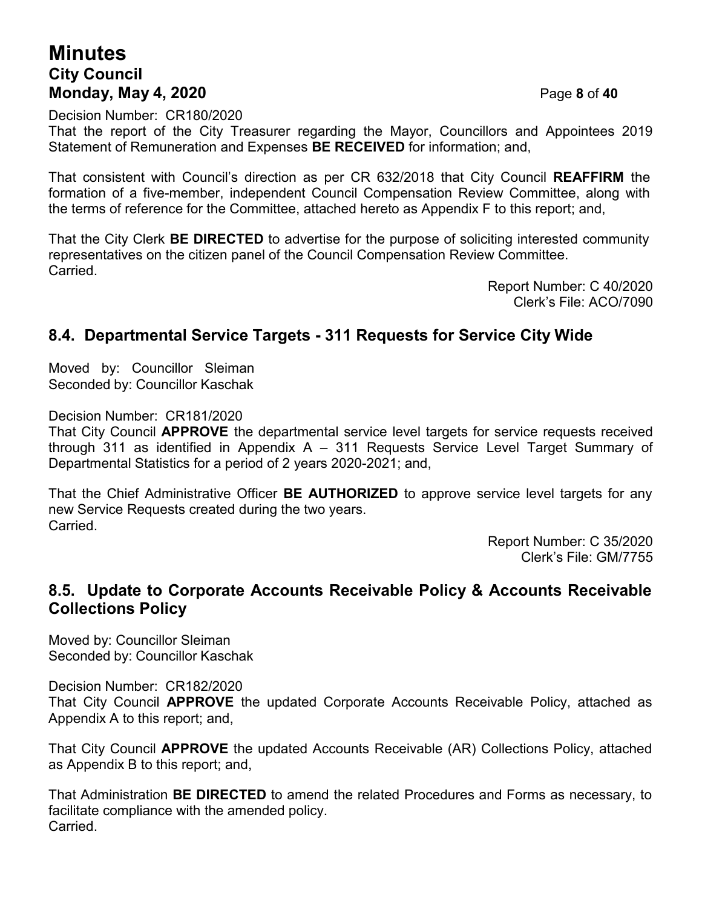Decision Number: CR180/2020
That the report of the City Treasurer regarding the Mayor, Councillors and Appointees 2019 Statement of Remuneration and Expenses **BE RECEIVED** for information; and,

That consistent with Council's direction as per CR 632/2018 that City Council **REAFFIRM** the formation of a five-member, independent Council Compensation Review Committee, along with the terms of reference for the Committee, attached hereto as Appendix F to this report; and,

That the City Clerk **BE DIRECTED** to advertise for the purpose of soliciting interested community representatives on the citizen panel of the Council Compensation Review Committee.
Carried.

Report Number: C 40/2020
Clerk's File: ACO/7090

## 8.4. Departmental Service Targets - 311 Requests for Service City Wide

Moved by: Councillor Sleiman
Seconded by: Councillor Kaschak

Decision Number: CR181/2020
That City Council **APPROVE** the departmental service level targets for service requests received through 311 as identified in Appendix A – 311 Requests Service Level Target Summary of Departmental Statistics for a period of 2 years 2020-2021; and,

That the Chief Administrative Officer **BE AUTHORIZED** to approve service level targets for any new Service Requests created during the two years.
Carried.

Report Number: C 35/2020
Clerk's File: GM/7755

## 8.5. Update to Corporate Accounts Receivable Policy & Accounts Receivable Collections Policy

Moved by: Councillor Sleiman
Seconded by: Councillor Kaschak

Decision Number: CR182/2020
That City Council **APPROVE** the updated Corporate Accounts Receivable Policy, attached as Appendix A to this report; and,

That City Council **APPROVE** the updated Accounts Receivable (AR) Collections Policy, attached as Appendix B to this report; and,

That Administration **BE DIRECTED** to amend the related Procedures and Forms as necessary, to facilitate compliance with the amended policy.
Carried.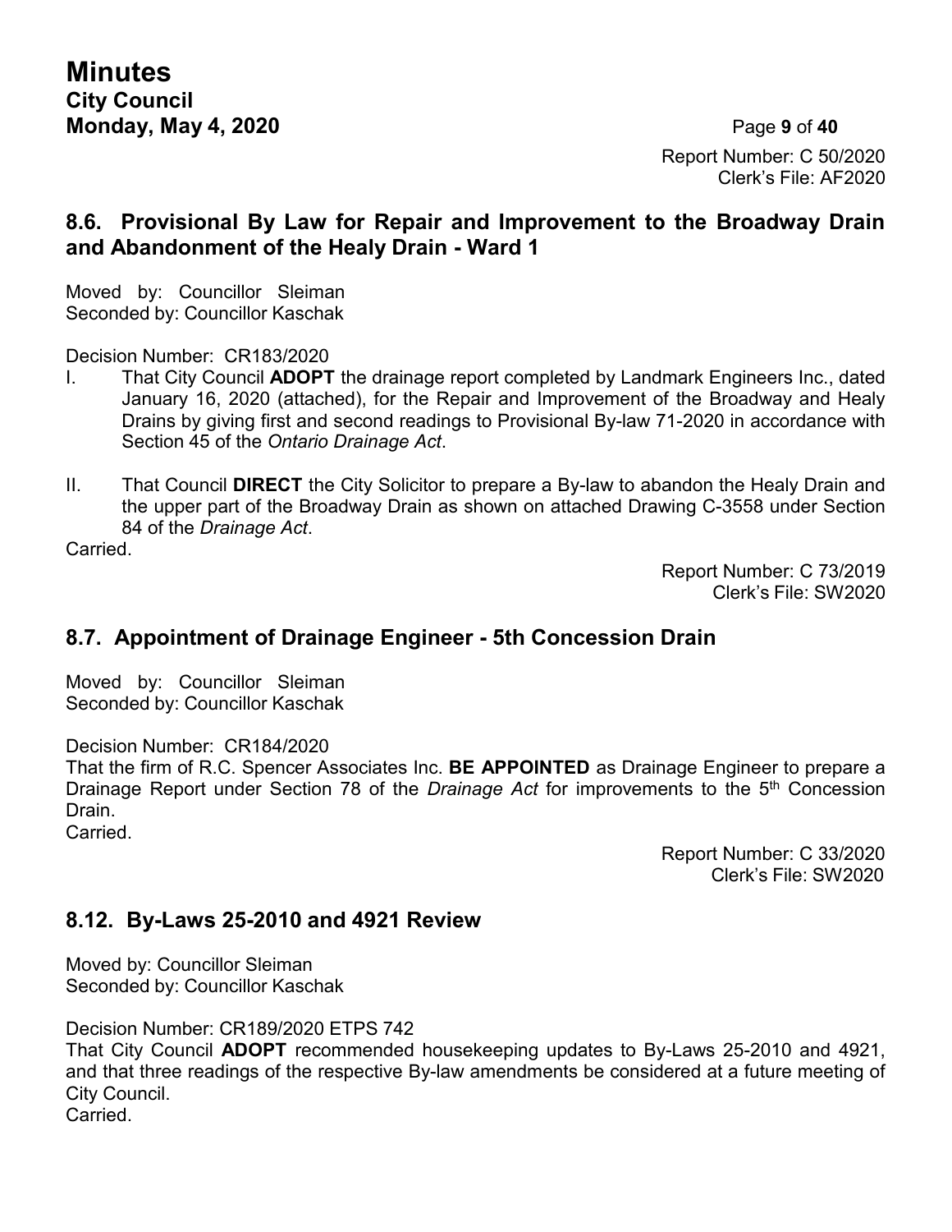Report Number: C 50/2020
Clerk's File: AF2020

## 8.6. Provisional By Law for Repair and Improvement to the Broadway Drain and Abandonment of the Healy Drain - Ward 1

Moved by: Councillor Sleiman
Seconded by: Councillor Kaschak

Decision Number: CR183/2020

I. That City Council **ADOPT** the drainage report completed by Landmark Engineers Inc., dated January 16, 2020 (attached), for the Repair and Improvement of the Broadway and Healy Drains by giving first and second readings to Provisional By-law 71-2020 in accordance with Section 45 of the *Ontario Drainage Act*.

II. That Council **DIRECT** the City Solicitor to prepare a By-law to abandon the Healy Drain and the upper part of the Broadway Drain as shown on attached Drawing C-3558 under Section 84 of the *Drainage Act*.

Carried.

Report Number: C 73/2019
Clerk's File: SW2020

## 8.7. Appointment of Drainage Engineer - 5th Concession Drain

Moved by: Councillor Sleiman
Seconded by: Councillor Kaschak

Decision Number: CR184/2020
That the firm of R.C. Spencer Associates Inc. **BE APPOINTED** as Drainage Engineer to prepare a Drainage Report under Section 78 of the *Drainage Act* for improvements to the 5th Concession Drain.
Carried.

Report Number: C 33/2020
Clerk's File: SW2020

## 8.12. By-Laws 25-2010 and 4921 Review

Moved by: Councillor Sleiman
Seconded by: Councillor Kaschak

Decision Number: CR189/2020 ETPS 742
That City Council **ADOPT** recommended housekeeping updates to By-Laws 25-2010 and 4921, and that three readings of the respective By-law amendments be considered at a future meeting of City Council.
Carried.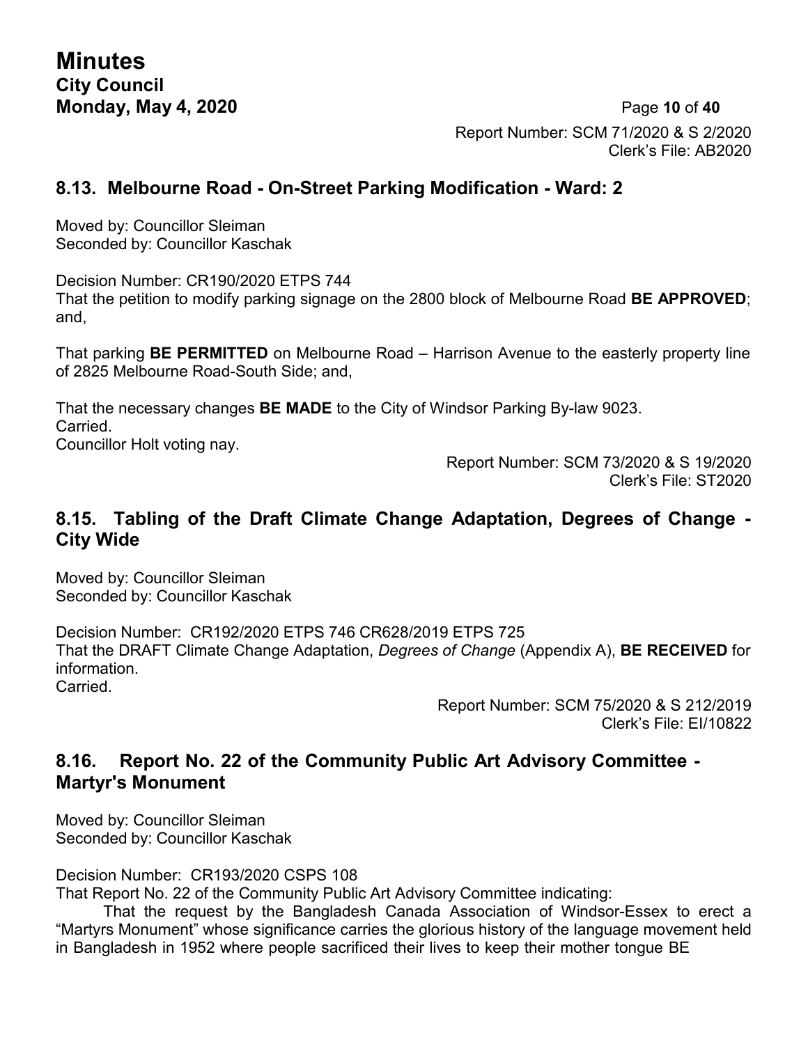Report Number: SCM 71/2020 & S 2/2020
Clerk's File: AB2020

### 8.13. Melbourne Road - On-Street Parking Modification - Ward: 2

Moved by: Councillor Sleiman
Seconded by: Councillor Kaschak

Decision Number: CR190/2020 ETPS 744
That the petition to modify parking signage on the 2800 block of Melbourne Road **BE APPROVED**; and,

That parking **BE PERMITTED** on Melbourne Road – Harrison Avenue to the easterly property line of 2825 Melbourne Road-South Side; and,

That the necessary changes **BE MADE** to the City of Windsor Parking By-law 9023.
Carried.
Councillor Holt voting nay.

Report Number: SCM 73/2020 & S 19/2020
Clerk's File: ST2020

### 8.15. Tabling of the Draft Climate Change Adaptation, Degrees of Change - City Wide

Moved by: Councillor Sleiman
Seconded by: Councillor Kaschak

Decision Number: CR192/2020 ETPS 746 CR628/2019 ETPS 725
That the DRAFT Climate Change Adaptation, *Degrees of Change* (Appendix A), **BE RECEIVED** for information.
Carried.

Report Number: SCM 75/2020 & S 212/2019
Clerk's File: EI/10822

### 8.16. Report No. 22 of the Community Public Art Advisory Committee - Martyr's Monument

Moved by: Councillor Sleiman
Seconded by: Councillor Kaschak

Decision Number: CR193/2020 CSPS 108
That Report No. 22 of the Community Public Art Advisory Committee indicating:

That the request by the Bangladesh Canada Association of Windsor-Essex to erect a "Martyrs Monument" whose significance carries the glorious history of the language movement held in Bangladesh in 1952 where people sacrificed their lives to keep their mother tongue BE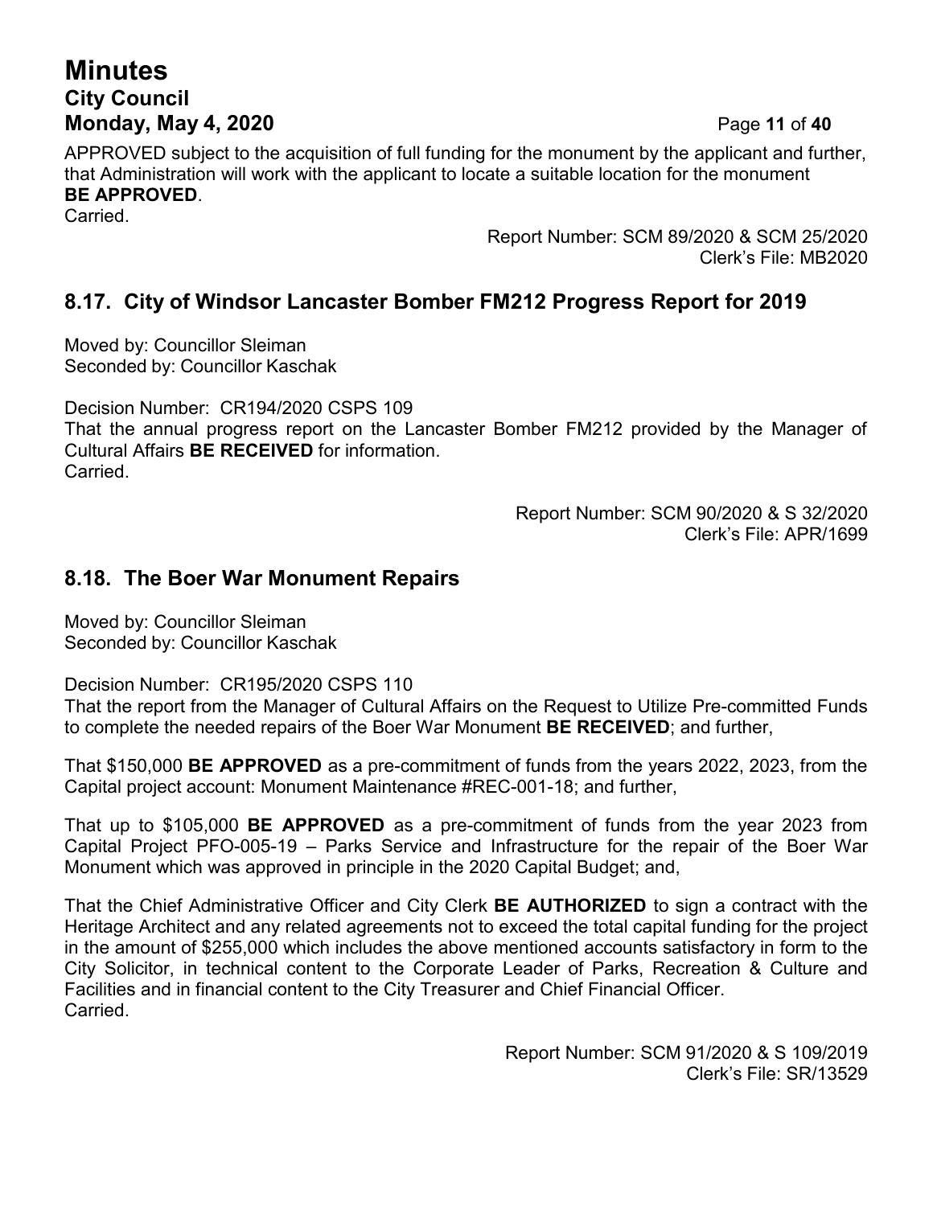APPROVED subject to the acquisition of full funding for the monument by the applicant and further, that Administration will work with the applicant to locate a suitable location for the monument **BE APPROVED**.
Carried.

Report Number: SCM 89/2020 & SCM 25/2020
Clerk's File: MB2020

## 8.17. City of Windsor Lancaster Bomber FM212 Progress Report for 2019

Moved by: Councillor Sleiman
Seconded by: Councillor Kaschak

Decision Number: CR194/2020 CSPS 109
That the annual progress report on the Lancaster Bomber FM212 provided by the Manager of Cultural Affairs **BE RECEIVED** for information.
Carried.

Report Number: SCM 90/2020 & S 32/2020
Clerk's File: APR/1699

## 8.18. The Boer War Monument Repairs

Moved by: Councillor Sleiman
Seconded by: Councillor Kaschak

Decision Number: CR195/2020 CSPS 110
That the report from the Manager of Cultural Affairs on the Request to Utilize Pre-committed Funds to complete the needed repairs of the Boer War Monument **BE RECEIVED**; and further,

That $150,000 **BE APPROVED** as a pre-commitment of funds from the years 2022, 2023, from the Capital project account: Monument Maintenance #REC-001-18; and further,

That up to $105,000 **BE APPROVED** as a pre-commitment of funds from the year 2023 from Capital Project PFO-005-19 – Parks Service and Infrastructure for the repair of the Boer War Monument which was approved in principle in the 2020 Capital Budget; and,

That the Chief Administrative Officer and City Clerk **BE AUTHORIZED** to sign a contract with the Heritage Architect and any related agreements not to exceed the total capital funding for the project in the amount of $255,000 which includes the above mentioned accounts satisfactory in form to the City Solicitor, in technical content to the Corporate Leader of Parks, Recreation & Culture and Facilities and in financial content to the City Treasurer and Chief Financial Officer.
Carried.

Report Number: SCM 91/2020 & S 109/2019
Clerk's File: SR/13529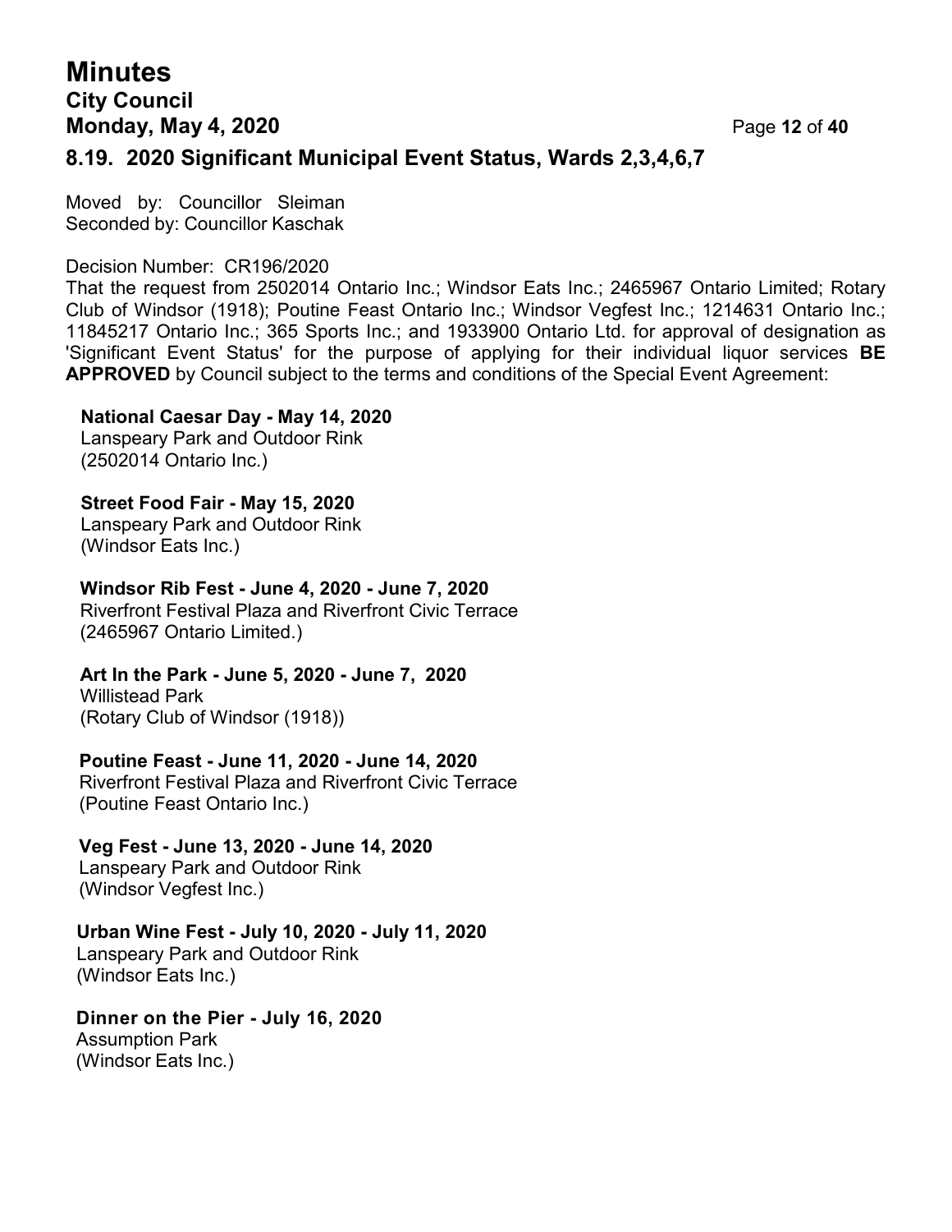## 8.19. 2020 Significant Municipal Event Status, Wards 2,3,4,6,7

Moved by: Councillor Sleiman
Seconded by: Councillor Kaschak

Decision Number: CR196/2020
That the request from 2502014 Ontario Inc.; Windsor Eats Inc.; 2465967 Ontario Limited; Rotary Club of Windsor (1918); Poutine Feast Ontario Inc.; Windsor Vegfest Inc.; 1214631 Ontario Inc.; 11845217 Ontario Inc.; 365 Sports Inc.; and 1933900 Ontario Ltd. for approval of designation as 'Significant Event Status' for the purpose of applying for their individual liquor services **BE APPROVED** by Council subject to the terms and conditions of the Special Event Agreement:

**National Caesar Day - May 14, 2020**
Lanspeary Park and Outdoor Rink
(2502014 Ontario Inc.)

**Street Food Fair - May 15, 2020**
Lanspeary Park and Outdoor Rink
(Windsor Eats Inc.)

**Windsor Rib Fest - June 4, 2020 - June 7, 2020**
Riverfront Festival Plaza and Riverfront Civic Terrace
(2465967 Ontario Limited.)

**Art In the Park - June 5, 2020 - June 7, 2020**
Willistead Park
(Rotary Club of Windsor (1918))

**Poutine Feast - June 11, 2020 - June 14, 2020**
Riverfront Festival Plaza and Riverfront Civic Terrace
(Poutine Feast Ontario Inc.)

**Veg Fest - June 13, 2020 - June 14, 2020**
Lanspeary Park and Outdoor Rink
(Windsor Vegfest Inc.)

**Urban Wine Fest - July 10, 2020 - July 11, 2020**
Lanspeary Park and Outdoor Rink
(Windsor Eats Inc.)

**Dinner on the Pier - July 16, 2020**
Assumption Park
(Windsor Eats Inc.)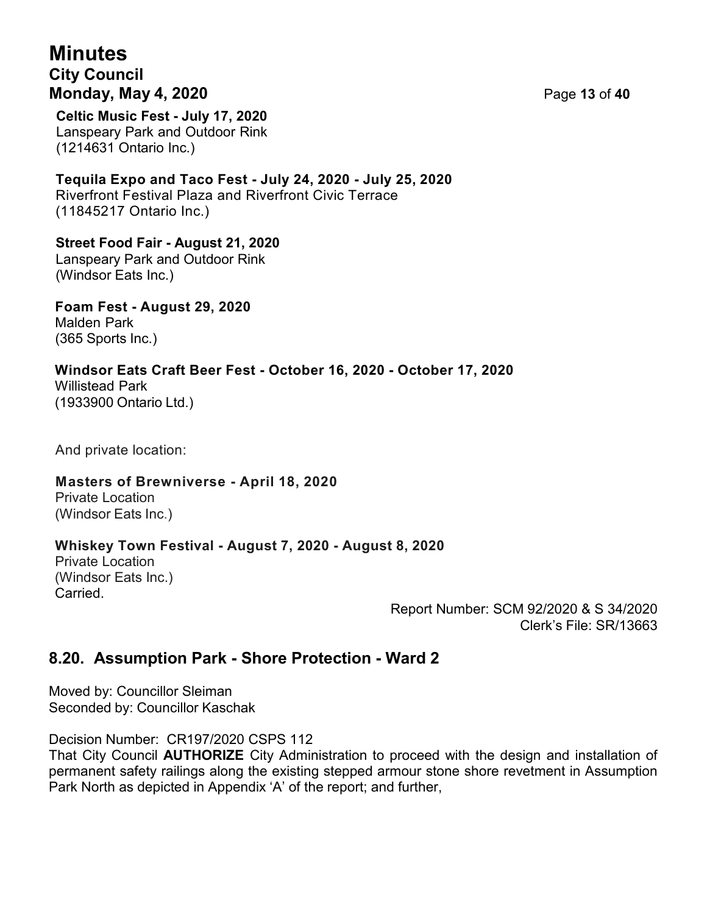**Celtic Music Fest - July 17, 2020**
Lanspeary Park and Outdoor Rink
(1214631 Ontario Inc.)

**Tequila Expo and Taco Fest - July 24, 2020 - July 25, 2020**
Riverfront Festival Plaza and Riverfront Civic Terrace
(11845217 Ontario Inc.)

**Street Food Fair - August 21, 2020**
Lanspeary Park and Outdoor Rink
(Windsor Eats Inc.)

**Foam Fest - August 29, 2020**
Malden Park
(365 Sports Inc.)

**Windsor Eats Craft Beer Fest - October 16, 2020 - October 17, 2020**
Willistead Park
(1933900 Ontario Ltd.)

And private location:

**Masters of Brewniverse - April 18, 2020**
Private Location
(Windsor Eats Inc.)

**Whiskey Town Festival - August 7, 2020 - August 8, 2020**
Private Location
(Windsor Eats Inc.)
Carried.

Report Number: SCM 92/2020 & S 34/2020
Clerk's File: SR/13663

## 8.20. Assumption Park - Shore Protection - Ward 2

Moved by: Councillor Sleiman
Seconded by: Councillor Kaschak

Decision Number: CR197/2020 CSPS 112
That City Council **AUTHORIZE** City Administration to proceed with the design and installation of permanent safety railings along the existing stepped armour stone shore revetment in Assumption Park North as depicted in Appendix 'A' of the report; and further,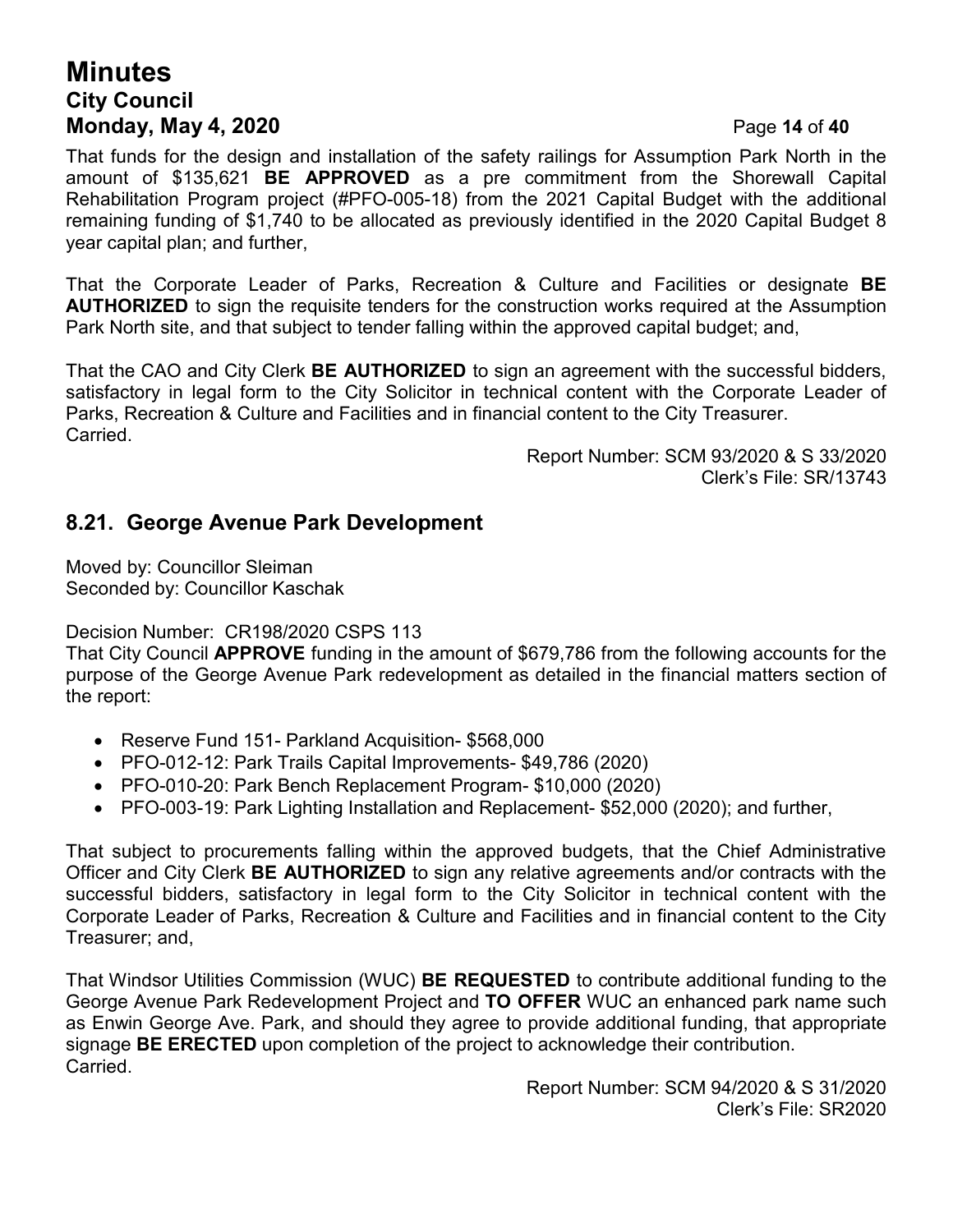That funds for the design and installation of the safety railings for Assumption Park North in the amount of $135,621 **BE APPROVED** as a pre commitment from the Shorewall Capital Rehabilitation Program project (#PFO-005-18) from the 2021 Capital Budget with the additional remaining funding of $1,740 to be allocated as previously identified in the 2020 Capital Budget 8 year capital plan; and further,

That the Corporate Leader of Parks, Recreation & Culture and Facilities or designate **BE AUTHORIZED** to sign the requisite tenders for the construction works required at the Assumption Park North site, and that subject to tender falling within the approved capital budget; and,

That the CAO and City Clerk **BE AUTHORIZED** to sign an agreement with the successful bidders, satisfactory in legal form to the City Solicitor in technical content with the Corporate Leader of Parks, Recreation & Culture and Facilities and in financial content to the City Treasurer.
Carried.

Report Number: SCM 93/2020 & S 33/2020
Clerk's File: SR/13743

## 8.21. George Avenue Park Development

Moved by: Councillor Sleiman
Seconded by: Councillor Kaschak

Decision Number: CR198/2020 CSPS 113
That City Council **APPROVE** funding in the amount of $679,786 from the following accounts for the purpose of the George Avenue Park redevelopment as detailed in the financial matters section of the report:

- Reserve Fund 151- Parkland Acquisition- $568,000
- PFO-012-12: Park Trails Capital Improvements- $49,786 (2020)
- PFO-010-20: Park Bench Replacement Program- $10,000 (2020)
- PFO-003-19: Park Lighting Installation and Replacement- $52,000 (2020); and further,

That subject to procurements falling within the approved budgets, that the Chief Administrative Officer and City Clerk **BE AUTHORIZED** to sign any relative agreements and/or contracts with the successful bidders, satisfactory in legal form to the City Solicitor in technical content with the Corporate Leader of Parks, Recreation & Culture and Facilities and in financial content to the City Treasurer; and,

That Windsor Utilities Commission (WUC) **BE REQUESTED** to contribute additional funding to the George Avenue Park Redevelopment Project and **TO OFFER** WUC an enhanced park name such as Enwin George Ave. Park, and should they agree to provide additional funding, that appropriate signage **BE ERECTED** upon completion of the project to acknowledge their contribution.
Carried.

Report Number: SCM 94/2020 & S 31/2020
Clerk's File: SR2020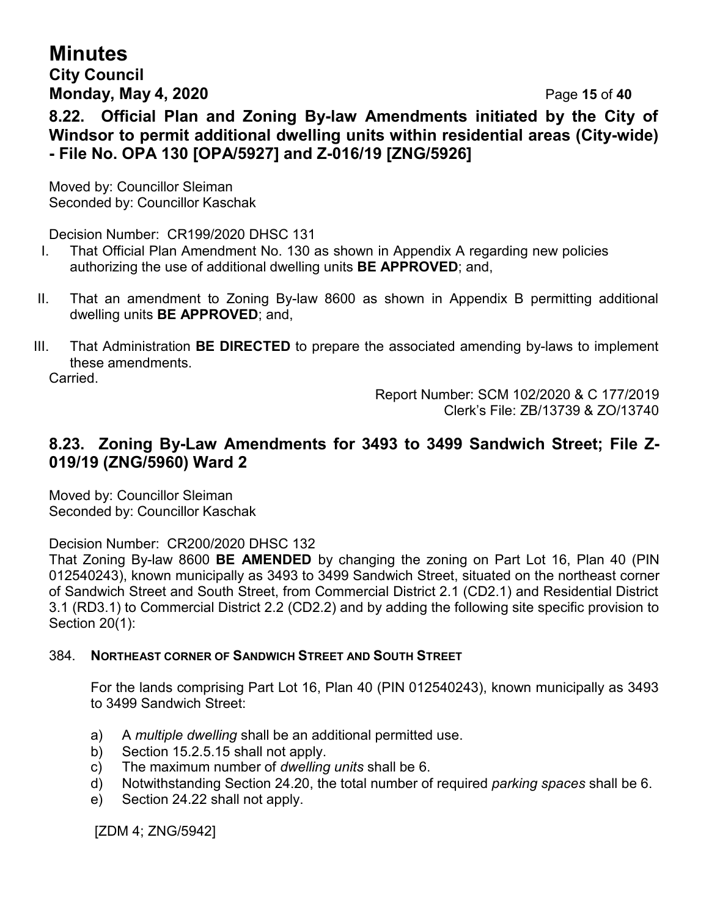## 8.22. Official Plan and Zoning By-law Amendments initiated by the City of Windsor to permit additional dwelling units within residential areas (City-wide) - File No. OPA 130 [OPA/5927] and Z-016/19 [ZNG/5926]

Moved by: Councillor Sleiman
Seconded by: Councillor Kaschak

Decision Number: CR199/2020 DHSC 131

I. That Official Plan Amendment No. 130 as shown in Appendix A regarding new policies authorizing the use of additional dwelling units **BE APPROVED**; and,

II. That an amendment to Zoning By-law 8600 as shown in Appendix B permitting additional dwelling units **BE APPROVED**; and,

III. That Administration **BE DIRECTED** to prepare the associated amending by-laws to implement these amendments.

Carried.

Report Number: SCM 102/2020 & C 177/2019
Clerk's File: ZB/13739 & ZO/13740

## 8.23. Zoning By-Law Amendments for 3493 to 3499 Sandwich Street; File Z-019/19 (ZNG/5960) Ward 2

Moved by: Councillor Sleiman
Seconded by: Councillor Kaschak

Decision Number: CR200/2020 DHSC 132

That Zoning By-law 8600 **BE AMENDED** by changing the zoning on Part Lot 16, Plan 40 (PIN 012540243), known municipally as 3493 to 3499 Sandwich Street, situated on the northeast corner of Sandwich Street and South Street, from Commercial District 2.1 (CD2.1) and Residential District 3.1 (RD3.1) to Commercial District 2.2 (CD2.2) and by adding the following site specific provision to Section 20(1):

384. **NORTHEAST CORNER OF SANDWICH STREET AND SOUTH STREET**

For the lands comprising Part Lot 16, Plan 40 (PIN 012540243), known municipally as 3493 to 3499 Sandwich Street:

a) A *multiple dwelling* shall be an additional permitted use.
b) Section 15.2.5.15 shall not apply.
c) The maximum number of *dwelling units* shall be 6.
d) Notwithstanding Section 24.20, the total number of required *parking spaces* shall be 6.
e) Section 24.22 shall not apply.

[ZDM 4; ZNG/5942]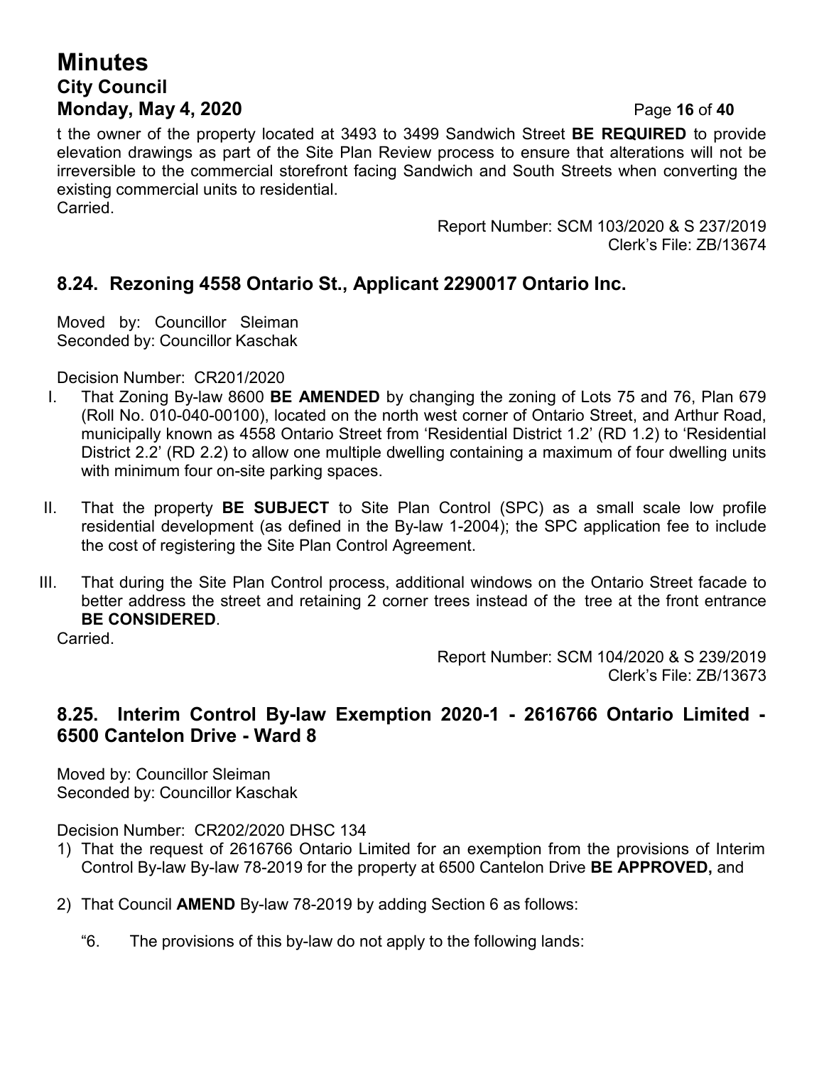t the owner of the property located at 3493 to 3499 Sandwich Street **BE REQUIRED** to provide elevation drawings as part of the Site Plan Review process to ensure that alterations will not be irreversible to the commercial storefront facing Sandwich and South Streets when converting the existing commercial units to residential.
Carried.

Report Number: SCM 103/2020 & S 237/2019
Clerk's File: ZB/13674

## 8.24. Rezoning 4558 Ontario St., Applicant 2290017 Ontario Inc.

Moved by: Councillor Sleiman
Seconded by: Councillor Kaschak

Decision Number: CR201/2020

I. That Zoning By-law 8600 **BE AMENDED** by changing the zoning of Lots 75 and 76, Plan 679 (Roll No. 010-040-00100), located on the north west corner of Ontario Street, and Arthur Road, municipally known as 4558 Ontario Street from 'Residential District 1.2' (RD 1.2) to 'Residential District 2.2' (RD 2.2) to allow one multiple dwelling containing a maximum of four dwelling units with minimum four on-site parking spaces.

II. That the property **BE SUBJECT** to Site Plan Control (SPC) as a small scale low profile residential development (as defined in the By-law 1-2004); the SPC application fee to include the cost of registering the Site Plan Control Agreement.

III. That during the Site Plan Control process, additional windows on the Ontario Street facade to better address the street and retaining 2 corner trees instead of the tree at the front entrance **BE CONSIDERED**.

Carried.

Report Number: SCM 104/2020 & S 239/2019
Clerk's File: ZB/13673

## 8.25. Interim Control By-law Exemption 2020-1 - 2616766 Ontario Limited - 6500 Cantelon Drive - Ward 8

Moved by: Councillor Sleiman
Seconded by: Councillor Kaschak

Decision Number: CR202/2020 DHSC 134

1) That the request of 2616766 Ontario Limited for an exemption from the provisions of Interim Control By-law By-law 78-2019 for the property at 6500 Cantelon Drive **BE APPROVED,** and

2) That Council **AMEND** By-law 78-2019 by adding Section 6 as follows:

   "6. The provisions of this by-law do not apply to the following lands: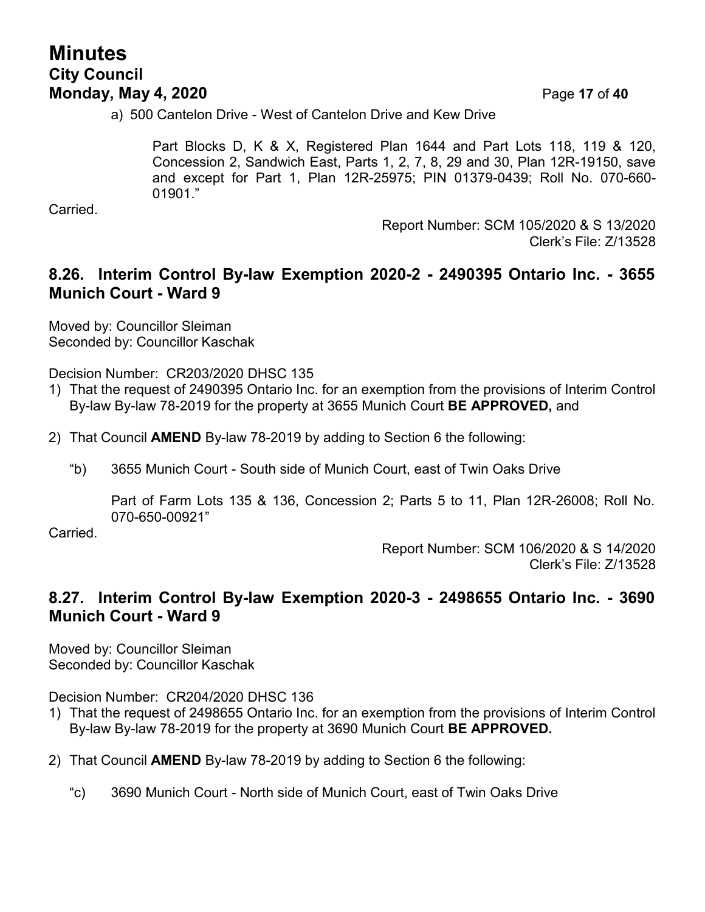a) 500 Cantelon Drive - West of Cantelon Drive and Kew Drive

> Part Blocks D, K & X, Registered Plan 1644 and Part Lots 118, 119 & 120, Concession 2, Sandwich East, Parts 1, 2, 7, 8, 29 and 30, Plan 12R-19150, save and except for Part 1, Plan 12R-25975; PIN 01379-0439; Roll No. 070-660-01901."

Carried.

Report Number: SCM 105/2020 & S 13/2020
Clerk's File: Z/13528

## 8.26. Interim Control By-law Exemption 2020-2 - 2490395 Ontario Inc. - 3655 Munich Court - Ward 9

Moved by: Councillor Sleiman
Seconded by: Councillor Kaschak

Decision Number: CR203/2020 DHSC 135

1) That the request of 2490395 Ontario Inc. for an exemption from the provisions of Interim Control By-law By-law 78-2019 for the property at 3655 Munich Court **BE APPROVED,** and

2) That Council **AMEND** By-law 78-2019 by adding to Section 6 the following:

   "b) 3655 Munich Court - South side of Munich Court, east of Twin Oaks Drive

   > Part of Farm Lots 135 & 136, Concession 2; Parts 5 to 11, Plan 12R-26008; Roll No. 070-650-00921"

Carried.

Report Number: SCM 106/2020 & S 14/2020
Clerk's File: Z/13528

## 8.27. Interim Control By-law Exemption 2020-3 - 2498655 Ontario Inc. - 3690 Munich Court - Ward 9

Moved by: Councillor Sleiman
Seconded by: Councillor Kaschak

Decision Number: CR204/2020 DHSC 136

1) That the request of 2498655 Ontario Inc. for an exemption from the provisions of Interim Control By-law By-law 78-2019 for the property at 3690 Munich Court **BE APPROVED.**

2) That Council **AMEND** By-law 78-2019 by adding to Section 6 the following:

   "c) 3690 Munich Court - North side of Munich Court, east of Twin Oaks Drive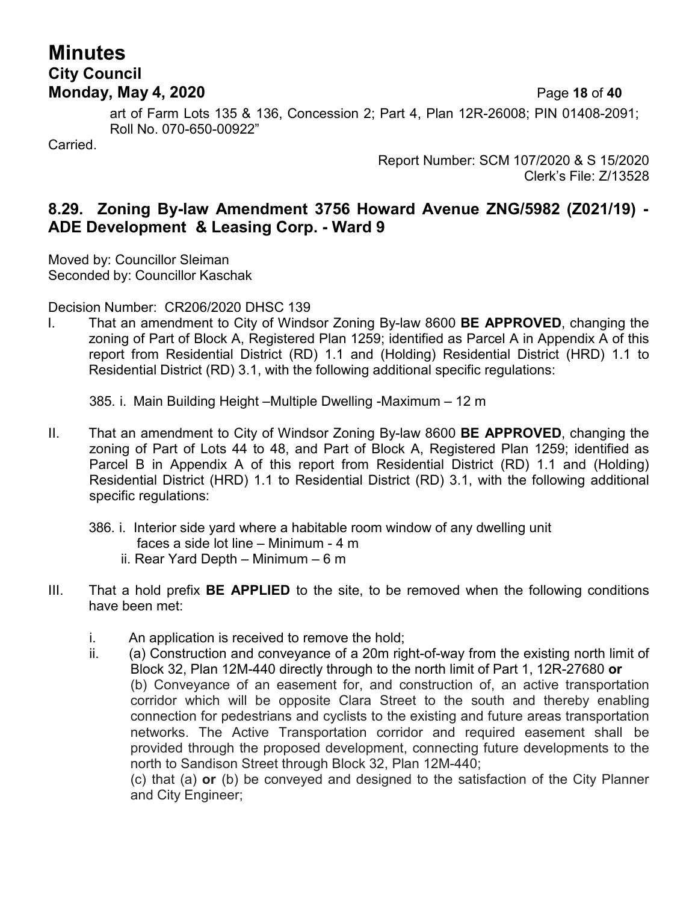art of Farm Lots 135 & 136, Concession 2; Part 4, Plan 12R-26008; PIN 01408-2091; Roll No. 070-650-00922"

Carried.

Report Number: SCM 107/2020 & S 15/2020
Clerk's File: Z/13528

## 8.29. Zoning By-law Amendment 3756 Howard Avenue ZNG/5982 (Z021/19) - ADE Development & Leasing Corp. - Ward 9

Moved by: Councillor Sleiman
Seconded by: Councillor Kaschak

Decision Number: CR206/2020 DHSC 139

I. That an amendment to City of Windsor Zoning By-law 8600 **BE APPROVED**, changing the zoning of Part of Block A, Registered Plan 1259; identified as Parcel A in Appendix A of this report from Residential District (RD) 1.1 and (Holding) Residential District (HRD) 1.1 to Residential District (RD) 3.1, with the following additional specific regulations:

   385. i. Main Building Height –Multiple Dwelling -Maximum – 12 m

II. That an amendment to City of Windsor Zoning By-law 8600 **BE APPROVED**, changing the zoning of Part of Lots 44 to 48, and Part of Block A, Registered Plan 1259; identified as Parcel B in Appendix A of this report from Residential District (RD) 1.1 and (Holding) Residential District (HRD) 1.1 to Residential District (RD) 3.1, with the following additional specific regulations:

   386. i. Interior side yard where a habitable room window of any dwelling unit faces a side lot line – Minimum - 4 m
   ii. Rear Yard Depth – Minimum – 6 m

III. That a hold prefix **BE APPLIED** to the site, to be removed when the following conditions have been met:

   i. An application is received to remove the hold;
   ii. (a) Construction and conveyance of a 20m right-of-way from the existing north limit of Block 32, Plan 12M-440 directly through to the north limit of Part 1, 12R-27680 **or**
   (b) Conveyance of an easement for, and construction of, an active transportation corridor which will be opposite Clara Street to the south and thereby enabling connection for pedestrians and cyclists to the existing and future areas transportation networks. The Active Transportation corridor and required easement shall be provided through the proposed development, connecting future developments to the north to Sandison Street through Block 32, Plan 12M-440;
   (c) that (a) **or** (b) be conveyed and designed to the satisfaction of the City Planner and City Engineer;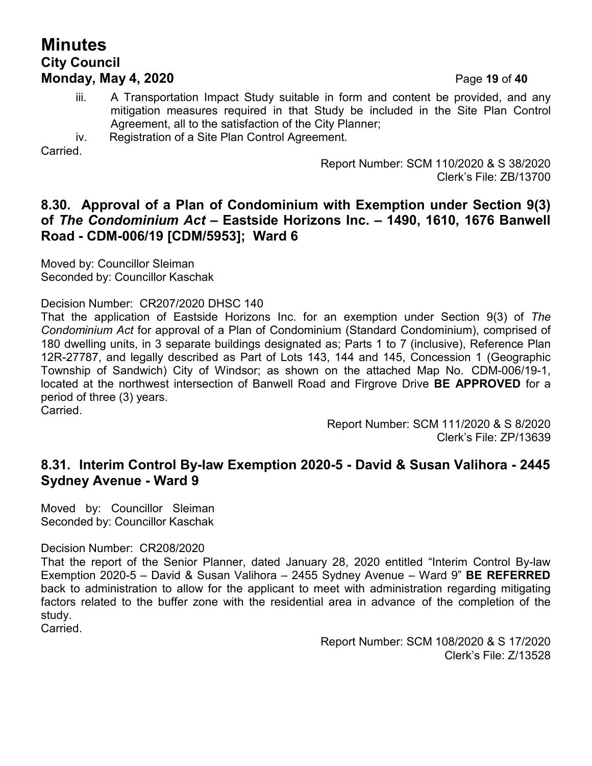iii. A Transportation Impact Study suitable in form and content be provided, and any mitigation measures required in that Study be included in the Site Plan Control Agreement, all to the satisfaction of the City Planner;

iv. Registration of a Site Plan Control Agreement.

Carried.

Report Number: SCM 110/2020 & S 38/2020
Clerk's File: ZB/13700

## 8.30. Approval of a Plan of Condominium with Exemption under Section 9(3) of *The Condominium Act* – Eastside Horizons Inc. – 1490, 1610, 1676 Banwell Road - CDM-006/19 [CDM/5953]; Ward 6

Moved by: Councillor Sleiman
Seconded by: Councillor Kaschak

Decision Number: CR207/2020 DHSC 140

That the application of Eastside Horizons Inc. for an exemption under Section 9(3) of *The Condominium Act* for approval of a Plan of Condominium (Standard Condominium), comprised of 180 dwelling units, in 3 separate buildings designated as; Parts 1 to 7 (inclusive), Reference Plan 12R-27787, and legally described as Part of Lots 143, 144 and 145, Concession 1 (Geographic Township of Sandwich) City of Windsor; as shown on the attached Map No. CDM-006/19-1, located at the northwest intersection of Banwell Road and Firgrove Drive **BE APPROVED** for a period of three (3) years.

Carried.

Report Number: SCM 111/2020 & S 8/2020
Clerk's File: ZP/13639

## 8.31. Interim Control By-law Exemption 2020-5 - David & Susan Valihora - 2445 Sydney Avenue - Ward 9

Moved by: Councillor Sleiman
Seconded by: Councillor Kaschak

Decision Number: CR208/2020

That the report of the Senior Planner, dated January 28, 2020 entitled "Interim Control By-law Exemption 2020-5 – David & Susan Valihora – 2455 Sydney Avenue – Ward 9" **BE REFERRED** back to administration to allow for the applicant to meet with administration regarding mitigating factors related to the buffer zone with the residential area in advance of the completion of the study.

Carried.

Report Number: SCM 108/2020 & S 17/2020
Clerk's File: Z/13528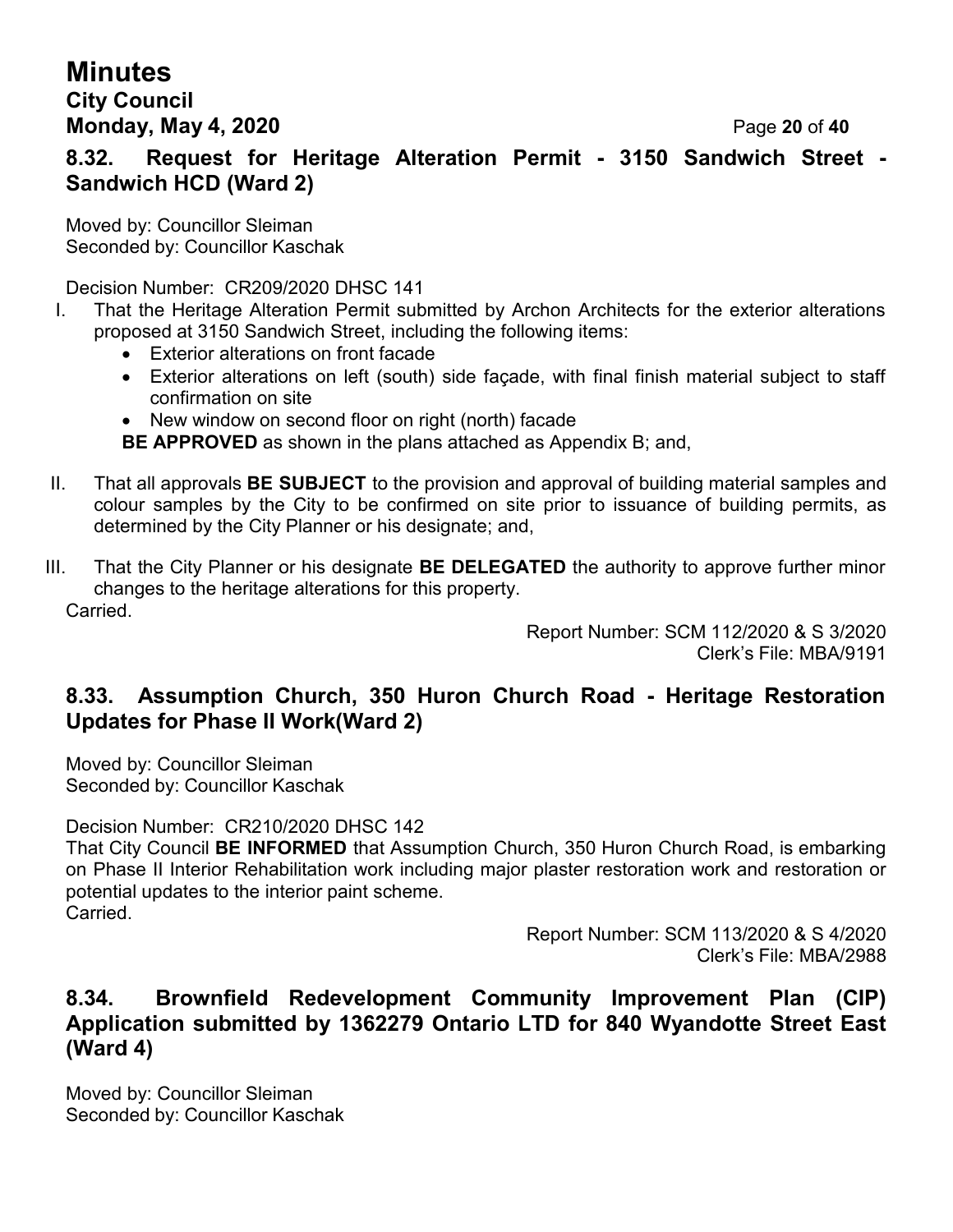### 8.32. Request for Heritage Alteration Permit - 3150 Sandwich Street - Sandwich HCD (Ward 2)

Moved by: Councillor Sleiman
Seconded by: Councillor Kaschak

Decision Number: CR209/2020 DHSC 141

I. That the Heritage Alteration Permit submitted by Archon Architects for the exterior alterations proposed at 3150 Sandwich Street, including the following items:
   - Exterior alterations on front facade
   - Exterior alterations on left (south) side façade, with final finish material subject to staff confirmation on site
   - New window on second floor on right (north) facade

   **BE APPROVED** as shown in the plans attached as Appendix B; and,

II. That all approvals **BE SUBJECT** to the provision and approval of building material samples and colour samples by the City to be confirmed on site prior to issuance of building permits, as determined by the City Planner or his designate; and,

III. That the City Planner or his designate **BE DELEGATED** the authority to approve further minor changes to the heritage alterations for this property.

Carried.

Report Number: SCM 112/2020 & S 3/2020
Clerk's File: MBA/9191

### 8.33. Assumption Church, 350 Huron Church Road - Heritage Restoration Updates for Phase II Work(Ward 2)

Moved by: Councillor Sleiman
Seconded by: Councillor Kaschak

Decision Number: CR210/2020 DHSC 142
That City Council **BE INFORMED** that Assumption Church, 350 Huron Church Road, is embarking on Phase II Interior Rehabilitation work including major plaster restoration work and restoration or potential updates to the interior paint scheme.
Carried.

Report Number: SCM 113/2020 & S 4/2020
Clerk's File: MBA/2988

### 8.34. Brownfield Redevelopment Community Improvement Plan (CIP) Application submitted by 1362279 Ontario LTD for 840 Wyandotte Street East (Ward 4)

Moved by: Councillor Sleiman
Seconded by: Councillor Kaschak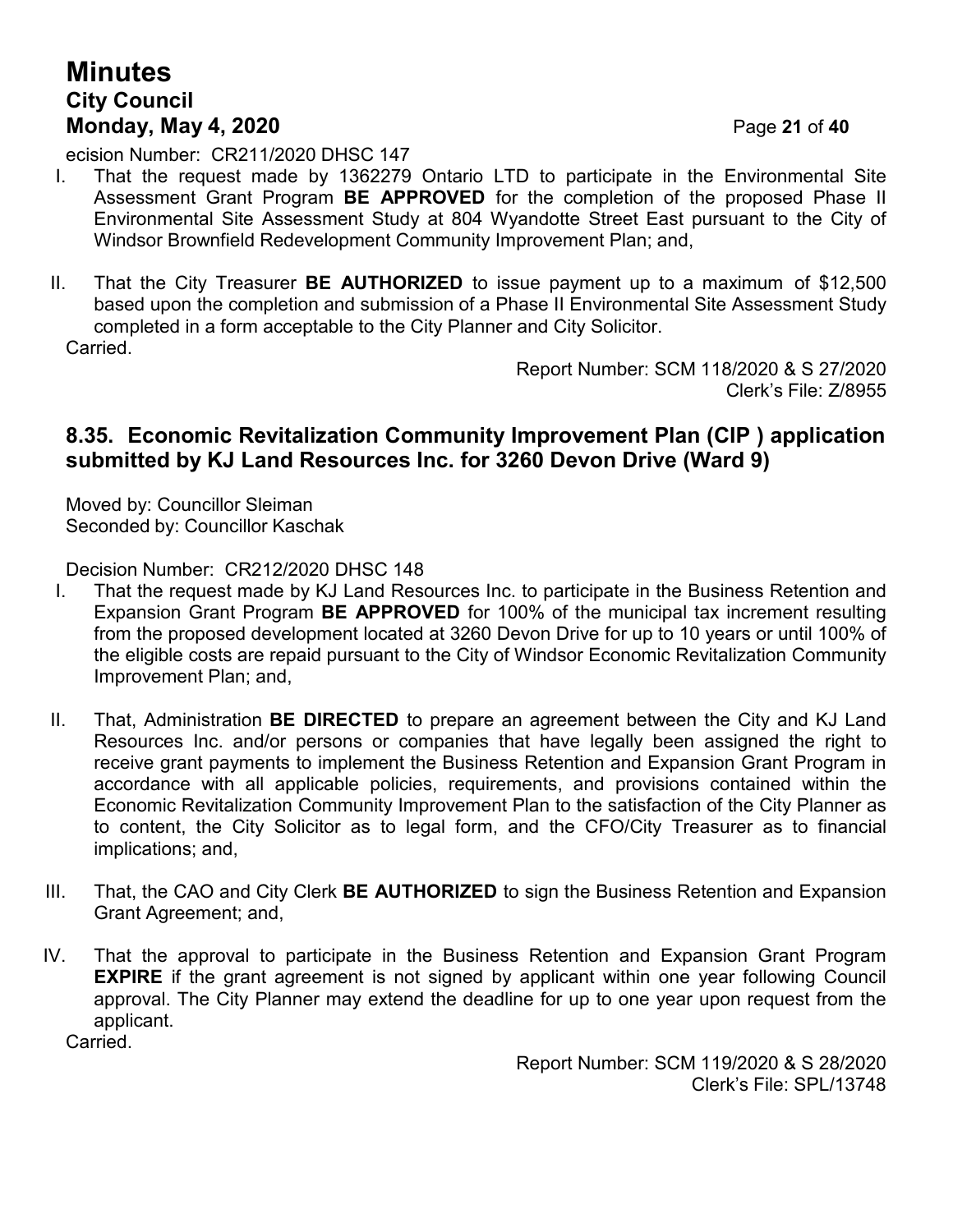ecision Number: CR211/2020 DHSC 147

I. That the request made by 1362279 Ontario LTD to participate in the Environmental Site Assessment Grant Program **BE APPROVED** for the completion of the proposed Phase II Environmental Site Assessment Study at 804 Wyandotte Street East pursuant to the City of Windsor Brownfield Redevelopment Community Improvement Plan; and,

II. That the City Treasurer **BE AUTHORIZED** to issue payment up to a maximum of $12,500 based upon the completion and submission of a Phase II Environmental Site Assessment Study completed in a form acceptable to the City Planner and City Solicitor.

Carried.

Report Number: SCM 118/2020 & S 27/2020
Clerk's File: Z/8955

## 8.35. Economic Revitalization Community Improvement Plan (CIP ) application submitted by KJ Land Resources Inc. for 3260 Devon Drive (Ward 9)

Moved by: Councillor Sleiman
Seconded by: Councillor Kaschak

Decision Number: CR212/2020 DHSC 148

I. That the request made by KJ Land Resources Inc. to participate in the Business Retention and Expansion Grant Program **BE APPROVED** for 100% of the municipal tax increment resulting from the proposed development located at 3260 Devon Drive for up to 10 years or until 100% of the eligible costs are repaid pursuant to the City of Windsor Economic Revitalization Community Improvement Plan; and,

II. That, Administration **BE DIRECTED** to prepare an agreement between the City and KJ Land Resources Inc. and/or persons or companies that have legally been assigned the right to receive grant payments to implement the Business Retention and Expansion Grant Program in accordance with all applicable policies, requirements, and provisions contained within the Economic Revitalization Community Improvement Plan to the satisfaction of the City Planner as to content, the City Solicitor as to legal form, and the CFO/City Treasurer as to financial implications; and,

III. That, the CAO and City Clerk **BE AUTHORIZED** to sign the Business Retention and Expansion Grant Agreement; and,

IV. That the approval to participate in the Business Retention and Expansion Grant Program **EXPIRE** if the grant agreement is not signed by applicant within one year following Council approval. The City Planner may extend the deadline for up to one year upon request from the applicant.

Carried.

Report Number: SCM 119/2020 & S 28/2020
Clerk's File: SPL/13748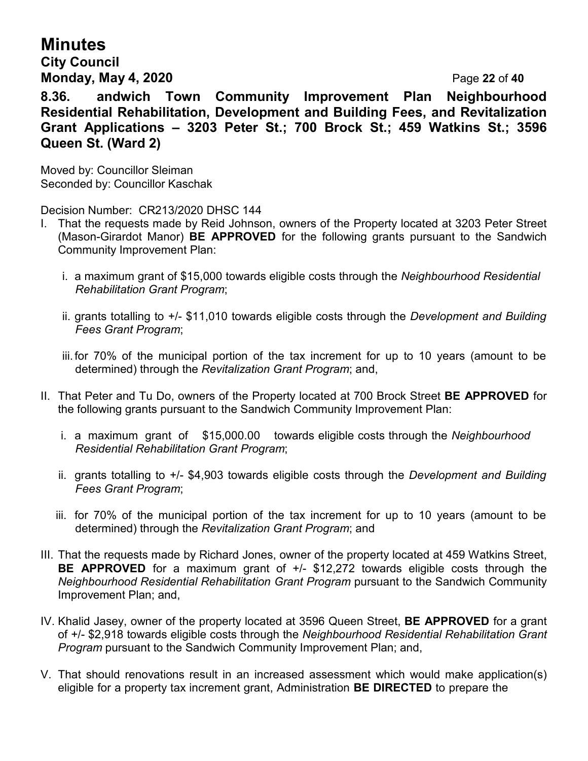### 8.36. andwich Town Community Improvement Plan Neighbourhood Residential Rehabilitation, Development and Building Fees, and Revitalization Grant Applications – 3203 Peter St.; 700 Brock St.; 459 Watkins St.; 3596 Queen St. (Ward 2)

Moved by: Councillor Sleiman
Seconded by: Councillor Kaschak

Decision Number: CR213/2020 DHSC 144

I. That the requests made by Reid Johnson, owners of the Property located at 3203 Peter Street (Mason-Girardot Manor) **BE APPROVED** for the following grants pursuant to the Sandwich Community Improvement Plan:

   i. a maximum grant of $15,000 towards eligible costs through the *Neighbourhood Residential Rehabilitation Grant Program*;

   ii. grants totalling to +/- $11,010 towards eligible costs through the *Development and Building Fees Grant Program*;

   iii. for 70% of the municipal portion of the tax increment for up to 10 years (amount to be determined) through the *Revitalization Grant Program*; and,

II. That Peter and Tu Do, owners of the Property located at 700 Brock Street **BE APPROVED** for the following grants pursuant to the Sandwich Community Improvement Plan:

   i. a maximum grant of $15,000.00 towards eligible costs through the *Neighbourhood Residential Rehabilitation Grant Program*;

   ii. grants totalling to +/- $4,903 towards eligible costs through the *Development and Building Fees Grant Program*;

   iii. for 70% of the municipal portion of the tax increment for up to 10 years (amount to be determined) through the *Revitalization Grant Program*; and

III. That the requests made by Richard Jones, owner of the property located at 459 Watkins Street, **BE APPROVED** for a maximum grant of +/- $12,272 towards eligible costs through the *Neighbourhood Residential Rehabilitation Grant Program* pursuant to the Sandwich Community Improvement Plan; and,

IV. Khalid Jasey, owner of the property located at 3596 Queen Street, **BE APPROVED** for a grant of +/- $2,918 towards eligible costs through the *Neighbourhood Residential Rehabilitation Grant Program* pursuant to the Sandwich Community Improvement Plan; and,

V. That should renovations result in an increased assessment which would make application(s) eligible for a property tax increment grant, Administration **BE DIRECTED** to prepare the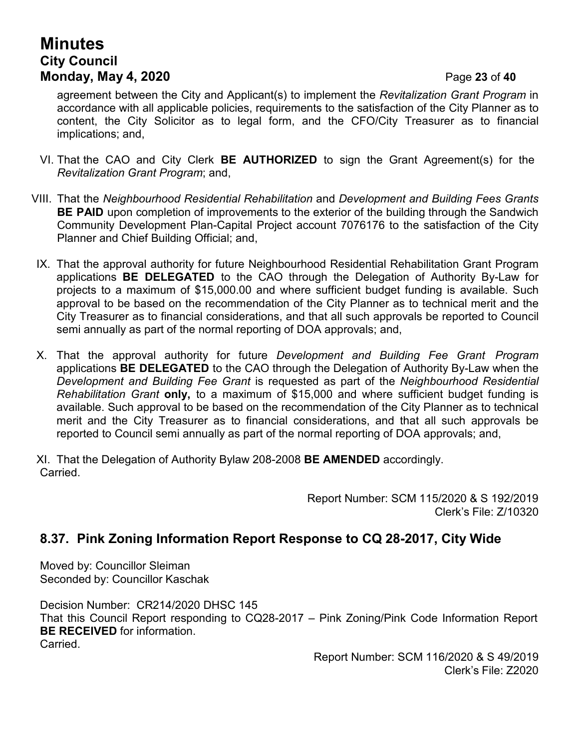agreement between the City and Applicant(s) to implement the *Revitalization Grant Program* in accordance with all applicable policies, requirements to the satisfaction of the City Planner as to content, the City Solicitor as to legal form, and the CFO/City Treasurer as to financial implications; and,

VI. That the CAO and City Clerk **BE AUTHORIZED** to sign the Grant Agreement(s) for the *Revitalization Grant Program*; and,

VIII. That the *Neighbourhood Residential Rehabilitation* and *Development and Building Fees Grants* **BE PAID** upon completion of improvements to the exterior of the building through the Sandwich Community Development Plan-Capital Project account 7076176 to the satisfaction of the City Planner and Chief Building Official; and,

IX. That the approval authority for future Neighbourhood Residential Rehabilitation Grant Program applications **BE DELEGATED** to the CAO through the Delegation of Authority By-Law for projects to a maximum of $15,000.00 and where sufficient budget funding is available. Such approval to be based on the recommendation of the City Planner as to technical merit and the City Treasurer as to financial considerations, and that all such approvals be reported to Council semi annually as part of the normal reporting of DOA approvals; and,

X. That the approval authority for future *Development and Building Fee Grant Program* applications **BE DELEGATED** to the CAO through the Delegation of Authority By-Law when the *Development and Building Fee Grant* is requested as part of the *Neighbourhood Residential Rehabilitation Grant* **only,** to a maximum of $15,000 and where sufficient budget funding is available. Such approval to be based on the recommendation of the City Planner as to technical merit and the City Treasurer as to financial considerations, and that all such approvals be reported to Council semi annually as part of the normal reporting of DOA approvals; and,

XI. That the Delegation of Authority Bylaw 208-2008 **BE AMENDED** accordingly.

Carried.

Report Number: SCM 115/2020 & S 192/2019
Clerk's File: Z/10320

## 8.37. Pink Zoning Information Report Response to CQ 28-2017, City Wide

Moved by: Councillor Sleiman
Seconded by: Councillor Kaschak

Decision Number: CR214/2020 DHSC 145
That this Council Report responding to CQ28-2017 – Pink Zoning/Pink Code Information Report **BE RECEIVED** for information.
Carried.

Report Number: SCM 116/2020 & S 49/2019
Clerk's File: Z2020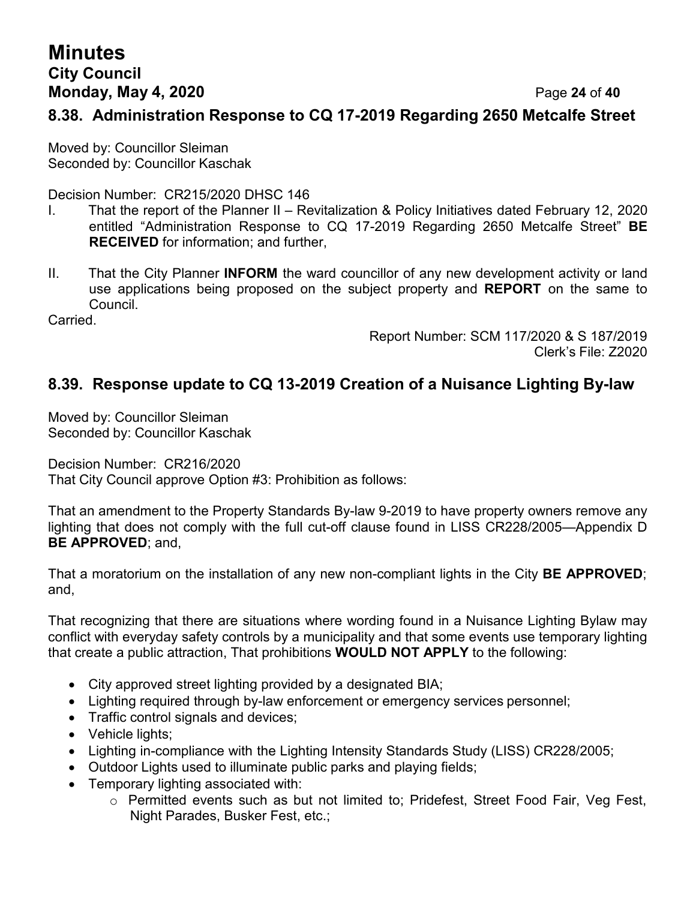## 8.38. Administration Response to CQ 17-2019 Regarding 2650 Metcalfe Street

Moved by: Councillor Sleiman
Seconded by: Councillor Kaschak

Decision Number: CR215/2020 DHSC 146

I. That the report of the Planner II – Revitalization & Policy Initiatives dated February 12, 2020 entitled "Administration Response to CQ 17-2019 Regarding 2650 Metcalfe Street" **BE RECEIVED** for information; and further,

II. That the City Planner **INFORM** the ward councillor of any new development activity or land use applications being proposed on the subject property and **REPORT** on the same to Council.

Carried.

Report Number: SCM 117/2020 & S 187/2019
Clerk's File: Z2020

## 8.39. Response update to CQ 13-2019 Creation of a Nuisance Lighting By-law

Moved by: Councillor Sleiman
Seconded by: Councillor Kaschak

Decision Number: CR216/2020
That City Council approve Option #3: Prohibition as follows:

That an amendment to the Property Standards By-law 9-2019 to have property owners remove any lighting that does not comply with the full cut-off clause found in LISS CR228/2005—Appendix D **BE APPROVED**; and,

That a moratorium on the installation of any new non-compliant lights in the City **BE APPROVED**; and,

That recognizing that there are situations where wording found in a Nuisance Lighting Bylaw may conflict with everyday safety controls by a municipality and that some events use temporary lighting that create a public attraction, That prohibitions **WOULD NOT APPLY** to the following:

- City approved street lighting provided by a designated BIA;
- Lighting required through by-law enforcement or emergency services personnel;
- Traffic control signals and devices;
- Vehicle lights;
- Lighting in-compliance with the Lighting Intensity Standards Study (LISS) CR228/2005;
- Outdoor Lights used to illuminate public parks and playing fields;
- Temporary lighting associated with:
  - Permitted events such as but not limited to; Pridefest, Street Food Fair, Veg Fest, Night Parades, Busker Fest, etc.;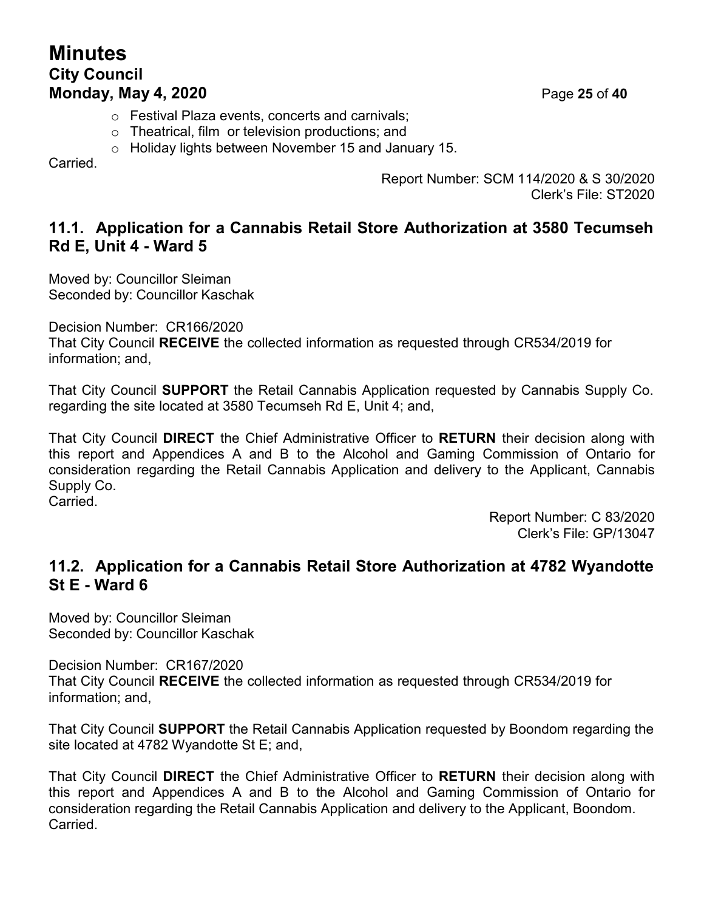- Festival Plaza events, concerts and carnivals;
- Theatrical, film or television productions; and
- Holiday lights between November 15 and January 15.

Carried.

Report Number: SCM 114/2020 & S 30/2020
Clerk's File: ST2020

## 11.1. Application for a Cannabis Retail Store Authorization at 3580 Tecumseh Rd E, Unit 4 - Ward 5

Moved by: Councillor Sleiman
Seconded by: Councillor Kaschak

Decision Number: CR166/2020
That City Council **RECEIVE** the collected information as requested through CR534/2019 for information; and,

That City Council **SUPPORT** the Retail Cannabis Application requested by Cannabis Supply Co. regarding the site located at 3580 Tecumseh Rd E, Unit 4; and,

That City Council **DIRECT** the Chief Administrative Officer to **RETURN** their decision along with this report and Appendices A and B to the Alcohol and Gaming Commission of Ontario for consideration regarding the Retail Cannabis Application and delivery to the Applicant, Cannabis Supply Co.
Carried.

Report Number: C 83/2020
Clerk's File: GP/13047

## 11.2. Application for a Cannabis Retail Store Authorization at 4782 Wyandotte St E - Ward 6

Moved by: Councillor Sleiman
Seconded by: Councillor Kaschak

Decision Number: CR167/2020
That City Council **RECEIVE** the collected information as requested through CR534/2019 for information; and,

That City Council **SUPPORT** the Retail Cannabis Application requested by Boondom regarding the site located at 4782 Wyandotte St E; and,

That City Council **DIRECT** the Chief Administrative Officer to **RETURN** their decision along with this report and Appendices A and B to the Alcohol and Gaming Commission of Ontario for consideration regarding the Retail Cannabis Application and delivery to the Applicant, Boondom.
Carried.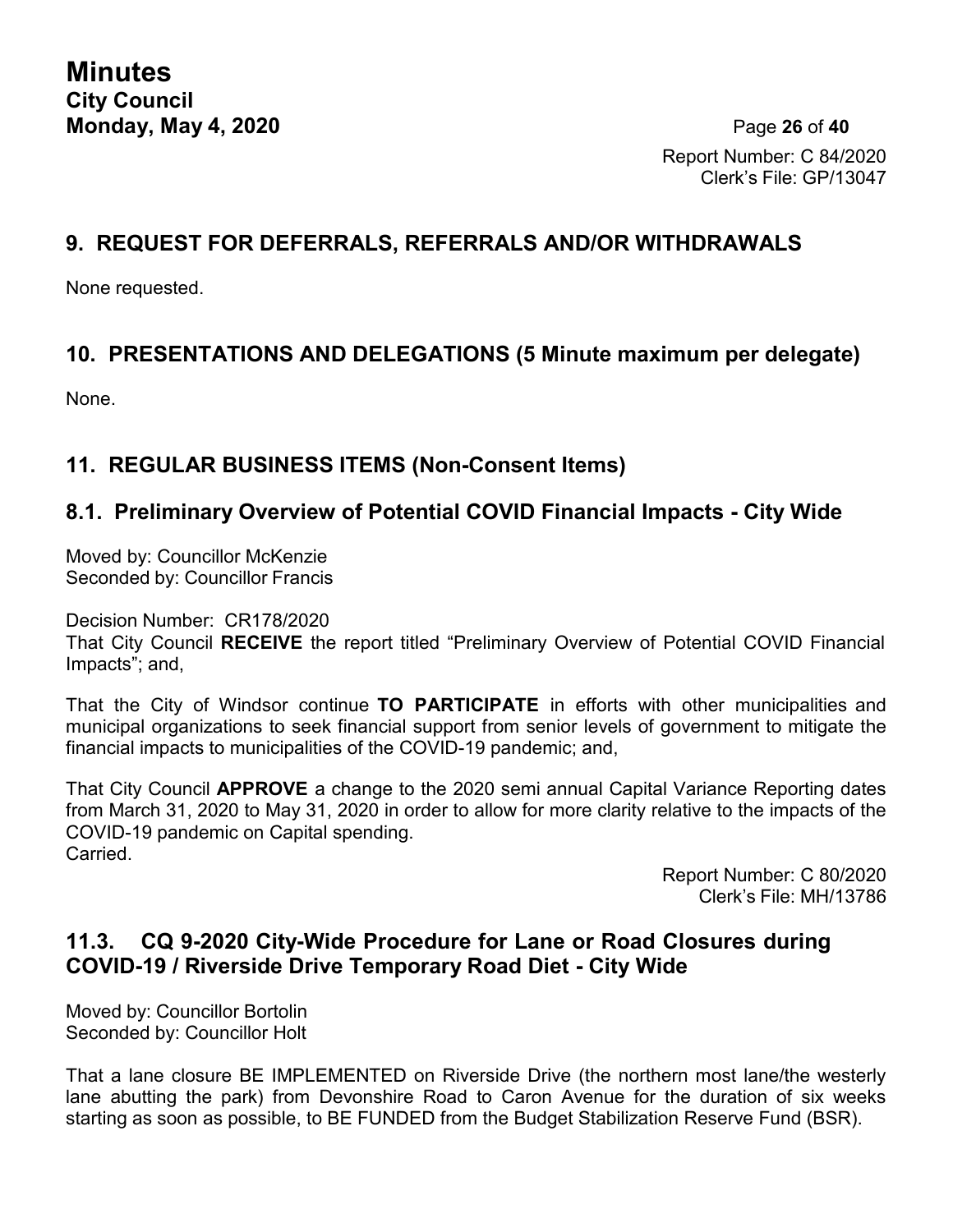Report Number: C 84/2020
Clerk's File: GP/13047

## 9. REQUEST FOR DEFERRALS, REFERRALS AND/OR WITHDRAWALS

None requested.

## 10. PRESENTATIONS AND DELEGATIONS (5 Minute maximum per delegate)

None.

## 11. REGULAR BUSINESS ITEMS (Non-Consent Items)

### 8.1. Preliminary Overview of Potential COVID Financial Impacts - City Wide

Moved by: Councillor McKenzie
Seconded by: Councillor Francis

Decision Number: CR178/2020
That City Council **RECEIVE** the report titled "Preliminary Overview of Potential COVID Financial Impacts"; and,

That the City of Windsor continue **TO PARTICIPATE** in efforts with other municipalities and municipal organizations to seek financial support from senior levels of government to mitigate the financial impacts to municipalities of the COVID-19 pandemic; and,

That City Council **APPROVE** a change to the 2020 semi annual Capital Variance Reporting dates from March 31, 2020 to May 31, 2020 in order to allow for more clarity relative to the impacts of the COVID-19 pandemic on Capital spending.
Carried.

Report Number: C 80/2020
Clerk's File: MH/13786

### 11.3. CQ 9-2020 City-Wide Procedure for Lane or Road Closures during COVID-19 / Riverside Drive Temporary Road Diet - City Wide

Moved by: Councillor Bortolin
Seconded by: Councillor Holt

That a lane closure BE IMPLEMENTED on Riverside Drive (the northern most lane/the westerly lane abutting the park) from Devonshire Road to Caron Avenue for the duration of six weeks starting as soon as possible, to BE FUNDED from the Budget Stabilization Reserve Fund (BSR).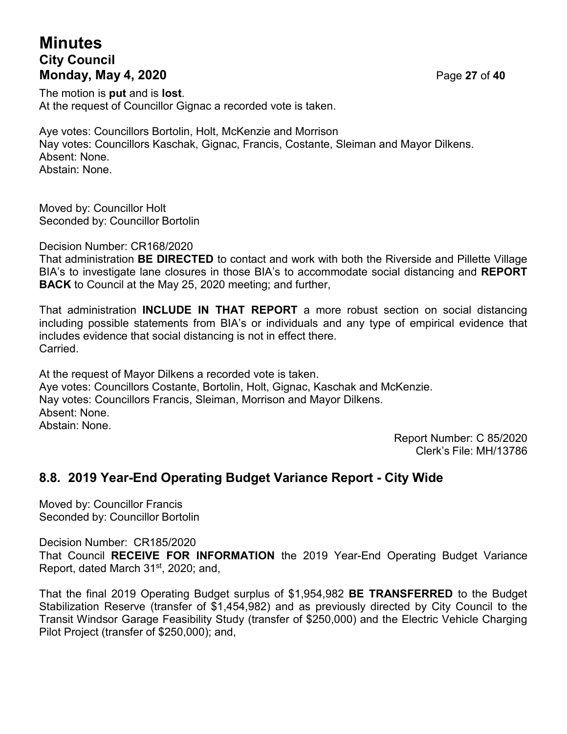The motion is **put** and is **lost**.
At the request of Councillor Gignac a recorded vote is taken.

Aye votes: Councillors Bortolin, Holt, McKenzie and Morrison
Nay votes: Councillors Kaschak, Gignac, Francis, Costante, Sleiman and Mayor Dilkens.
Absent: None.
Abstain: None.

Moved by: Councillor Holt
Seconded by: Councillor Bortolin

Decision Number: CR168/2020
That administration **BE DIRECTED** to contact and work with both the Riverside and Pillette Village BIA's to investigate lane closures in those BIA's to accommodate social distancing and **REPORT BACK** to Council at the May 25, 2020 meeting; and further,

That administration **INCLUDE IN THAT REPORT** a more robust section on social distancing including possible statements from BIA's or individuals and any type of empirical evidence that includes evidence that social distancing is not in effect there.
Carried.

At the request of Mayor Dilkens a recorded vote is taken.
Aye votes: Councillors Costante, Bortolin, Holt, Gignac, Kaschak and McKenzie.
Nay votes: Councillors Francis, Sleiman, Morrison and Mayor Dilkens.
Absent: None.
Abstain: None.

Report Number: C 85/2020
Clerk's File: MH/13786

## 8.8. 2019 Year-End Operating Budget Variance Report - City Wide

Moved by: Councillor Francis
Seconded by: Councillor Bortolin

Decision Number: CR185/2020
That Council **RECEIVE FOR INFORMATION** the 2019 Year-End Operating Budget Variance Report, dated March 31st, 2020; and,

That the final 2019 Operating Budget surplus of $1,954,982 **BE TRANSFERRED** to the Budget Stabilization Reserve (transfer of $1,454,982) and as previously directed by City Council to the Transit Windsor Garage Feasibility Study (transfer of $250,000) and the Electric Vehicle Charging Pilot Project (transfer of $250,000); and,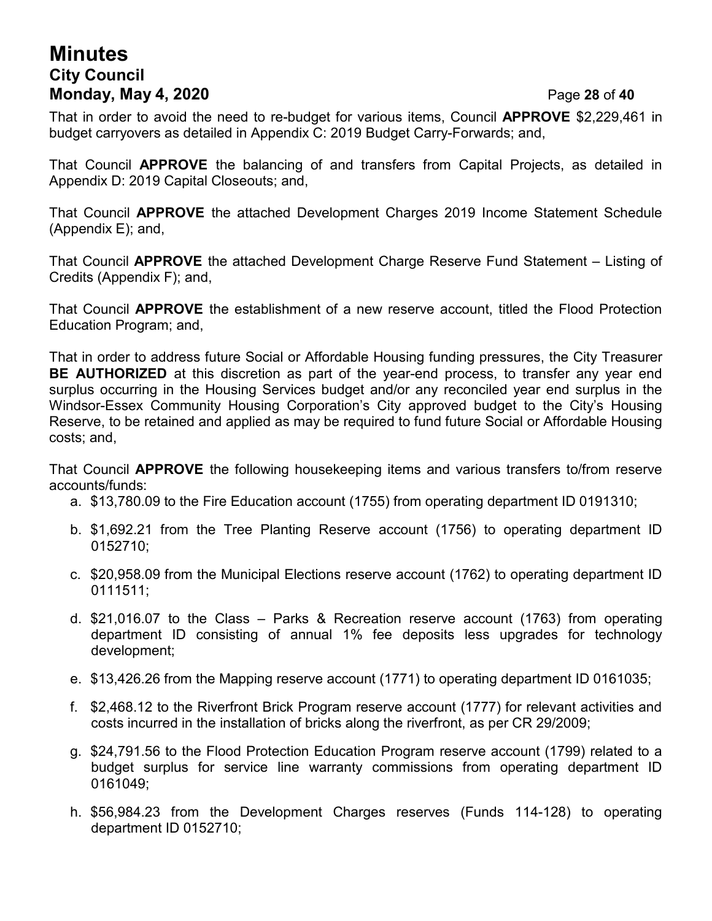That in order to avoid the need to re-budget for various items, Council **APPROVE** $2,229,461 in budget carryovers as detailed in Appendix C: 2019 Budget Carry-Forwards; and,

That Council **APPROVE** the balancing of and transfers from Capital Projects, as detailed in Appendix D: 2019 Capital Closeouts; and,

That Council **APPROVE** the attached Development Charges 2019 Income Statement Schedule (Appendix E); and,

That Council **APPROVE** the attached Development Charge Reserve Fund Statement – Listing of Credits (Appendix F); and,

That Council **APPROVE** the establishment of a new reserve account, titled the Flood Protection Education Program; and,

That in order to address future Social or Affordable Housing funding pressures, the City Treasurer **BE AUTHORIZED** at this discretion as part of the year-end process, to transfer any year end surplus occurring in the Housing Services budget and/or any reconciled year end surplus in the Windsor-Essex Community Housing Corporation's City approved budget to the City's Housing Reserve, to be retained and applied as may be required to fund future Social or Affordable Housing costs; and,

That Council **APPROVE** the following housekeeping items and various transfers to/from reserve accounts/funds:

a. $13,780.09 to the Fire Education account (1755) from operating department ID 0191310;

b. $1,692.21 from the Tree Planting Reserve account (1756) to operating department ID 0152710;

c. $20,958.09 from the Municipal Elections reserve account (1762) to operating department ID 0111511;

d. $21,016.07 to the Class – Parks & Recreation reserve account (1763) from operating department ID consisting of annual 1% fee deposits less upgrades for technology development;

e. $13,426.26 from the Mapping reserve account (1771) to operating department ID 0161035;

f. $2,468.12 to the Riverfront Brick Program reserve account (1777) for relevant activities and costs incurred in the installation of bricks along the riverfront, as per CR 29/2009;

g. $24,791.56 to the Flood Protection Education Program reserve account (1799) related to a budget surplus for service line warranty commissions from operating department ID 0161049;

h. $56,984.23 from the Development Charges reserves (Funds 114-128) to operating department ID 0152710;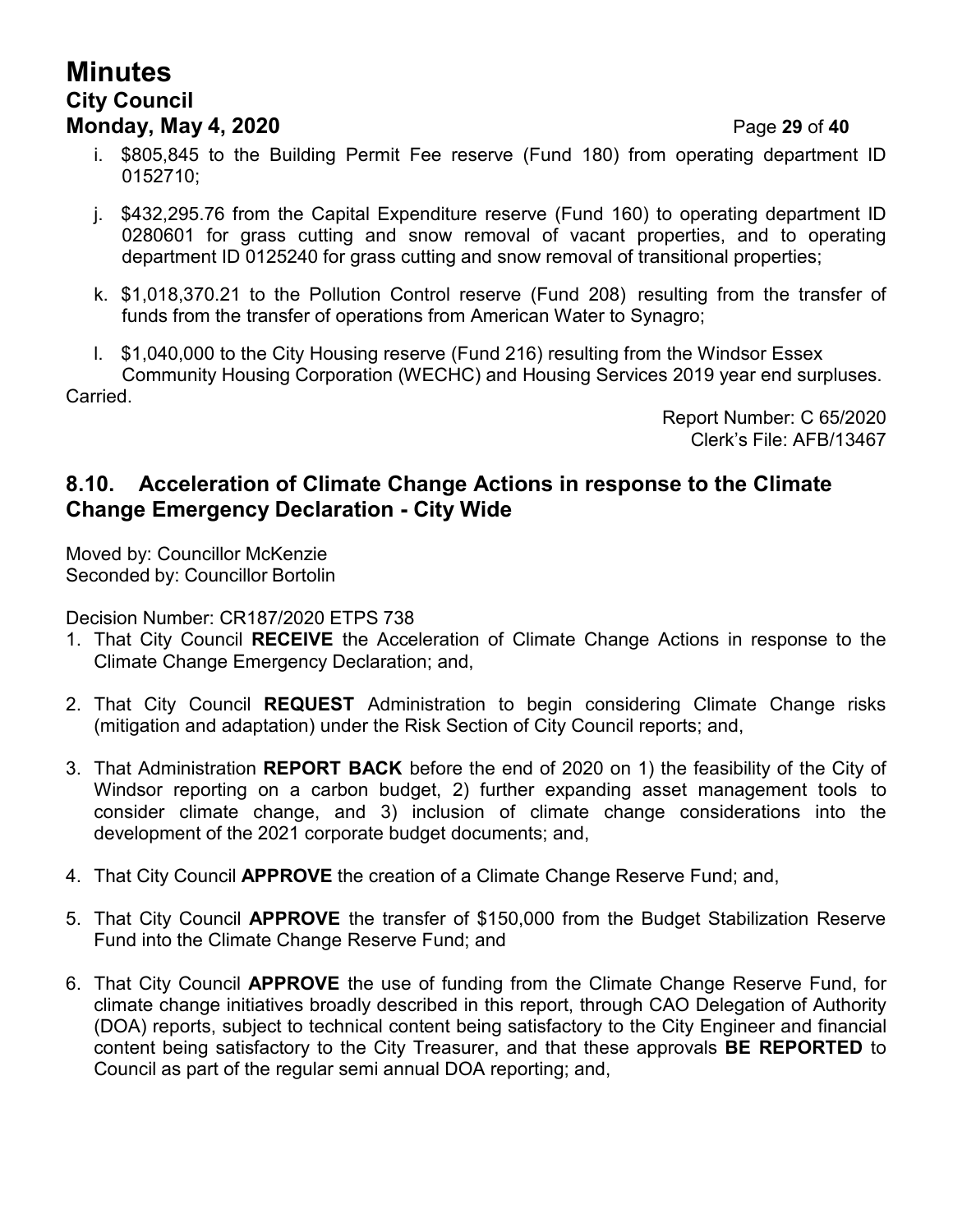i. $805,845 to the Building Permit Fee reserve (Fund 180) from operating department ID 0152710;

j. $432,295.76 from the Capital Expenditure reserve (Fund 160) to operating department ID 0280601 for grass cutting and snow removal of vacant properties, and to operating department ID 0125240 for grass cutting and snow removal of transitional properties;

k. $1,018,370.21 to the Pollution Control reserve (Fund 208) resulting from the transfer of funds from the transfer of operations from American Water to Synagro;

l. $1,040,000 to the City Housing reserve (Fund 216) resulting from the Windsor Essex Community Housing Corporation (WECHC) and Housing Services 2019 year end surpluses.

Carried.

Report Number: C 65/2020
Clerk's File: AFB/13467

## 8.10. Acceleration of Climate Change Actions in response to the Climate Change Emergency Declaration - City Wide

Moved by: Councillor McKenzie
Seconded by: Councillor Bortolin

Decision Number: CR187/2020 ETPS 738

1. That City Council **RECEIVE** the Acceleration of Climate Change Actions in response to the Climate Change Emergency Declaration; and,

2. That City Council **REQUEST** Administration to begin considering Climate Change risks (mitigation and adaptation) under the Risk Section of City Council reports; and,

3. That Administration **REPORT BACK** before the end of 2020 on 1) the feasibility of the City of Windsor reporting on a carbon budget, 2) further expanding asset management tools to consider climate change, and 3) inclusion of climate change considerations into the development of the 2021 corporate budget documents; and,

4. That City Council **APPROVE** the creation of a Climate Change Reserve Fund; and,

5. That City Council **APPROVE** the transfer of $150,000 from the Budget Stabilization Reserve Fund into the Climate Change Reserve Fund; and

6. That City Council **APPROVE** the use of funding from the Climate Change Reserve Fund, for climate change initiatives broadly described in this report, through CAO Delegation of Authority (DOA) reports, subject to technical content being satisfactory to the City Engineer and financial content being satisfactory to the City Treasurer, and that these approvals **BE REPORTED** to Council as part of the regular semi annual DOA reporting; and,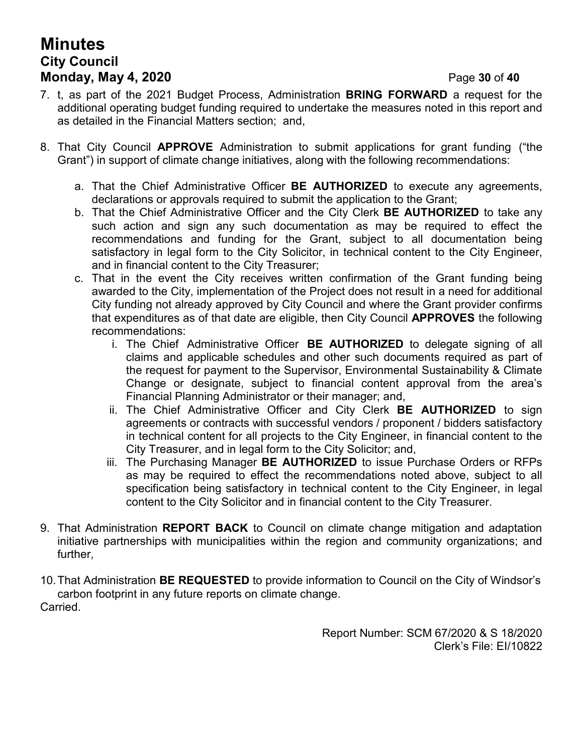7. t, as part of the 2021 Budget Process, Administration **BRING FORWARD** a request for the additional operating budget funding required to undertake the measures noted in this report and as detailed in the Financial Matters section; and,

8. That City Council **APPROVE** Administration to submit applications for grant funding ("the Grant") in support of climate change initiatives, along with the following recommendations:

    a. That the Chief Administrative Officer **BE AUTHORIZED** to execute any agreements, declarations or approvals required to submit the application to the Grant;
    b. That the Chief Administrative Officer and the City Clerk **BE AUTHORIZED** to take any such action and sign any such documentation as may be required to effect the recommendations and funding for the Grant, subject to all documentation being satisfactory in legal form to the City Solicitor, in technical content to the City Engineer, and in financial content to the City Treasurer;
    c. That in the event the City receives written confirmation of the Grant funding being awarded to the City, implementation of the Project does not result in a need for additional City funding not already approved by City Council and where the Grant provider confirms that expenditures as of that date are eligible, then City Council **APPROVES** the following recommendations:
        i. The Chief Administrative Officer **BE AUTHORIZED** to delegate signing of all claims and applicable schedules and other such documents required as part of the request for payment to the Supervisor, Environmental Sustainability & Climate Change or designate, subject to financial content approval from the area's Financial Planning Administrator or their manager; and,
        ii. The Chief Administrative Officer and City Clerk **BE AUTHORIZED** to sign agreements or contracts with successful vendors / proponent / bidders satisfactory in technical content for all projects to the City Engineer, in financial content to the City Treasurer, and in legal form to the City Solicitor; and,
        iii. The Purchasing Manager **BE AUTHORIZED** to issue Purchase Orders or RFPs as may be required to effect the recommendations noted above, subject to all specification being satisfactory in technical content to the City Engineer, in legal content to the City Solicitor and in financial content to the City Treasurer.

9. That Administration **REPORT BACK** to Council on climate change mitigation and adaptation initiative partnerships with municipalities within the region and community organizations; and further,

10. That Administration **BE REQUESTED** to provide information to Council on the City of Windsor's carbon footprint in any future reports on climate change.

Carried.

Report Number: SCM 67/2020 & S 18/2020
Clerk's File: EI/10822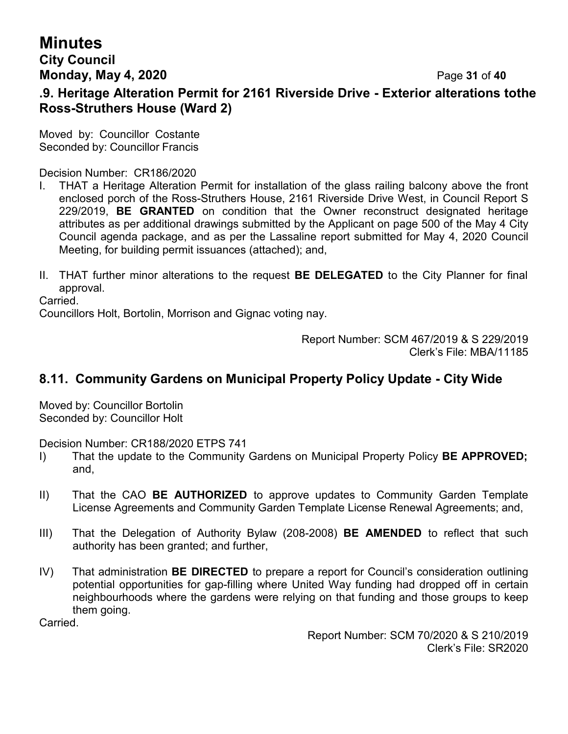## .9. Heritage Alteration Permit for 2161 Riverside Drive - Exterior alterations tothe Ross-Struthers House (Ward 2)

Moved by: Councillor Costante
Seconded by: Councillor Francis

Decision Number: CR186/2020

I. THAT a Heritage Alteration Permit for installation of the glass railing balcony above the front enclosed porch of the Ross-Struthers House, 2161 Riverside Drive West, in Council Report S 229/2019, **BE GRANTED** on condition that the Owner reconstruct designated heritage attributes as per additional drawings submitted by the Applicant on page 500 of the May 4 City Council agenda package, and as per the Lassaline report submitted for May 4, 2020 Council Meeting, for building permit issuances (attached); and,

II. THAT further minor alterations to the request **BE DELEGATED** to the City Planner for final approval.

Carried.
Councillors Holt, Bortolin, Morrison and Gignac voting nay.

Report Number: SCM 467/2019 & S 229/2019
Clerk's File: MBA/11185

## 8.11. Community Gardens on Municipal Property Policy Update - City Wide

Moved by: Councillor Bortolin
Seconded by: Councillor Holt

Decision Number: CR188/2020 ETPS 741

I) That the update to the Community Gardens on Municipal Property Policy **BE APPROVED;** and,

II) That the CAO **BE AUTHORIZED** to approve updates to Community Garden Template License Agreements and Community Garden Template License Renewal Agreements; and,

III) That the Delegation of Authority Bylaw (208-2008) **BE AMENDED** to reflect that such authority has been granted; and further,

IV) That administration **BE DIRECTED** to prepare a report for Council's consideration outlining potential opportunities for gap-filling where United Way funding had dropped off in certain neighbourhoods where the gardens were relying on that funding and those groups to keep them going.

Carried.

Report Number: SCM 70/2020 & S 210/2019
Clerk's File: SR2020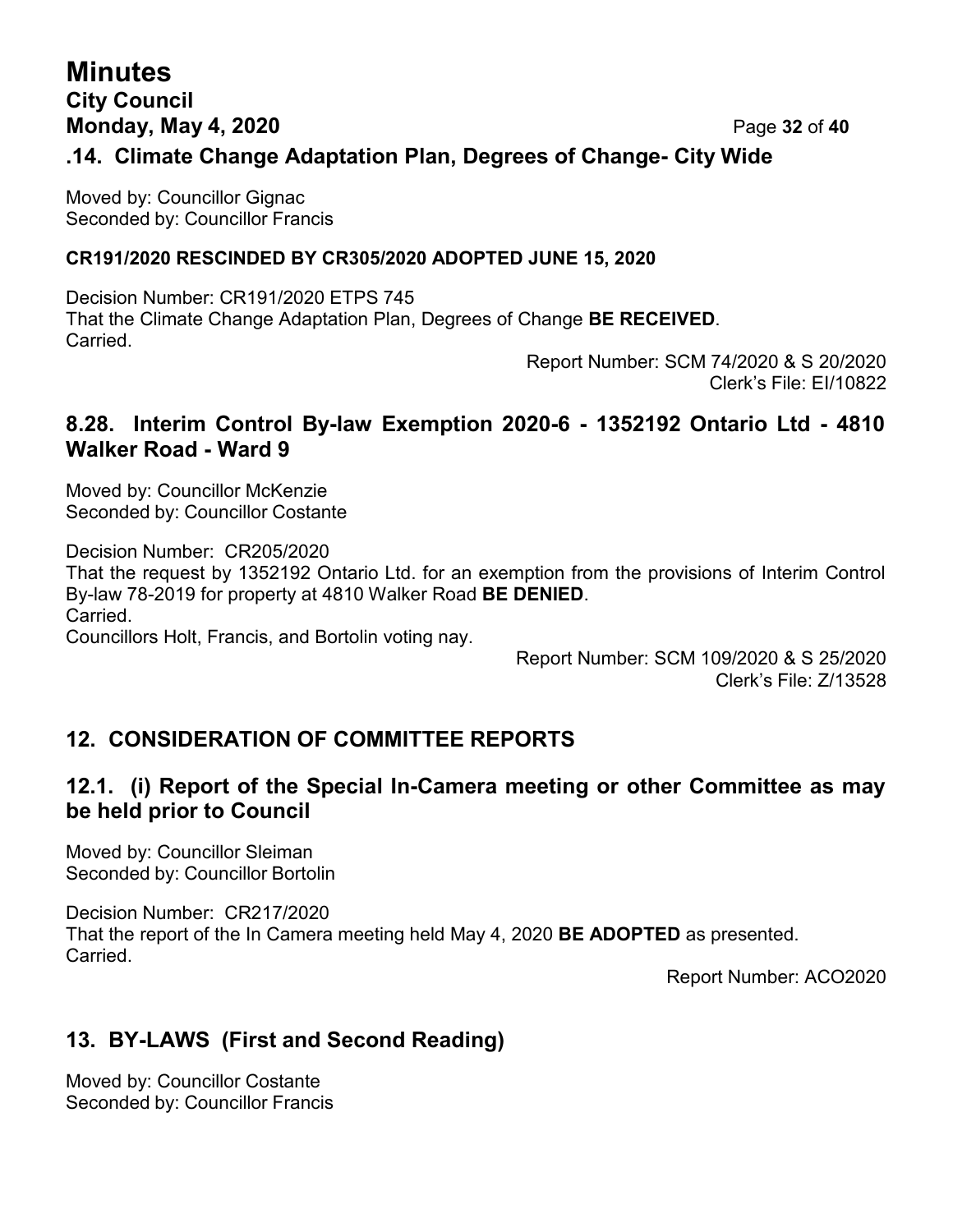### .14. Climate Change Adaptation Plan, Degrees of Change- City Wide

Moved by: Councillor Gignac
Seconded by: Councillor Francis

**CR191/2020 RESCINDED BY CR305/2020 ADOPTED JUNE 15, 2020**

Decision Number: CR191/2020 ETPS 745
That the Climate Change Adaptation Plan, Degrees of Change **BE RECEIVED**.
Carried.

Report Number: SCM 74/2020 & S 20/2020
Clerk's File: EI/10822

### 8.28. Interim Control By-law Exemption 2020-6 - 1352192 Ontario Ltd - 4810 Walker Road - Ward 9

Moved by: Councillor McKenzie
Seconded by: Councillor Costante

Decision Number: CR205/2020
That the request by 1352192 Ontario Ltd. for an exemption from the provisions of Interim Control By-law 78-2019 for property at 4810 Walker Road **BE DENIED**.
Carried.
Councillors Holt, Francis, and Bortolin voting nay.

Report Number: SCM 109/2020 & S 25/2020
Clerk's File: Z/13528

## 12. CONSIDERATION OF COMMITTEE REPORTS

### 12.1. (i) Report of the Special In-Camera meeting or other Committee as may be held prior to Council

Moved by: Councillor Sleiman
Seconded by: Councillor Bortolin

Decision Number: CR217/2020
That the report of the In Camera meeting held May 4, 2020 **BE ADOPTED** as presented.
Carried.

Report Number: ACO2020

## 13. BY-LAWS (First and Second Reading)

Moved by: Councillor Costante
Seconded by: Councillor Francis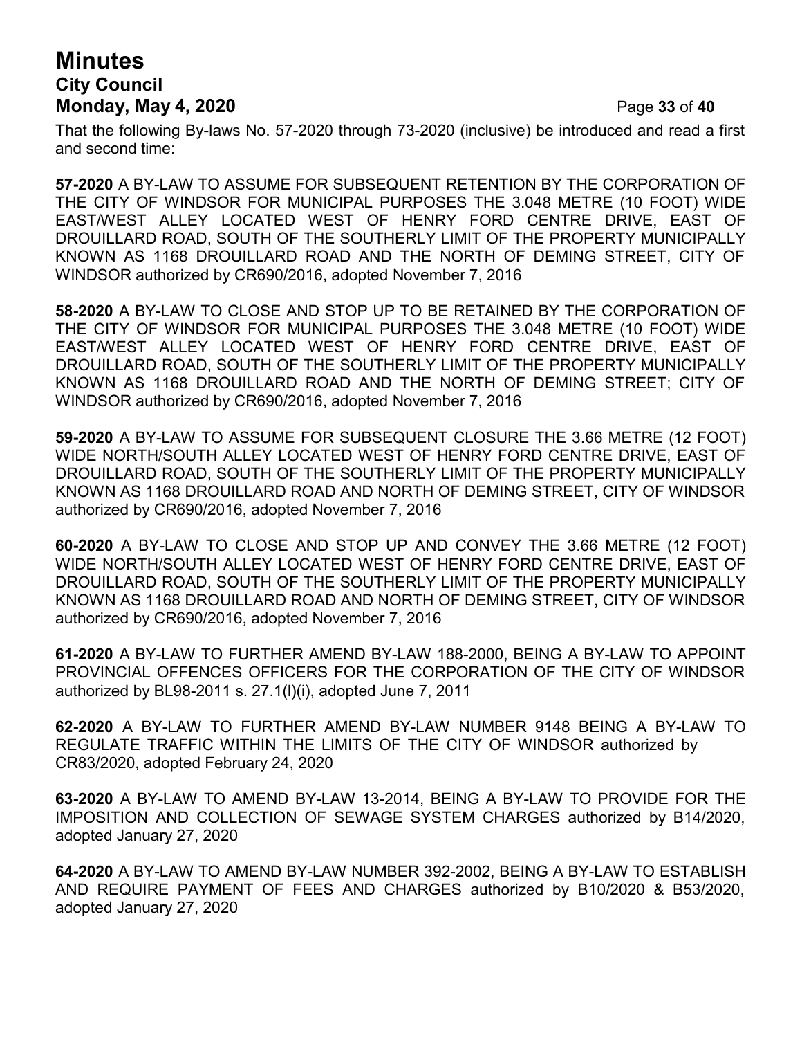That the following By-laws No. 57-2020 through 73-2020 (inclusive) be introduced and read a first and second time:

**57-2020** A BY-LAW TO ASSUME FOR SUBSEQUENT RETENTION BY THE CORPORATION OF THE CITY OF WINDSOR FOR MUNICIPAL PURPOSES THE 3.048 METRE (10 FOOT) WIDE EAST/WEST ALLEY LOCATED WEST OF HENRY FORD CENTRE DRIVE, EAST OF DROUILLARD ROAD, SOUTH OF THE SOUTHERLY LIMIT OF THE PROPERTY MUNICIPALLY KNOWN AS 1168 DROUILLARD ROAD AND THE NORTH OF DEMING STREET, CITY OF WINDSOR authorized by CR690/2016, adopted November 7, 2016

**58-2020** A BY-LAW TO CLOSE AND STOP UP TO BE RETAINED BY THE CORPORATION OF THE CITY OF WINDSOR FOR MUNICIPAL PURPOSES THE 3.048 METRE (10 FOOT) WIDE EAST/WEST ALLEY LOCATED WEST OF HENRY FORD CENTRE DRIVE, EAST OF DROUILLARD ROAD, SOUTH OF THE SOUTHERLY LIMIT OF THE PROPERTY MUNICIPALLY KNOWN AS 1168 DROUILLARD ROAD AND THE NORTH OF DEMING STREET; CITY OF WINDSOR authorized by CR690/2016, adopted November 7, 2016

**59-2020** A BY-LAW TO ASSUME FOR SUBSEQUENT CLOSURE THE 3.66 METRE (12 FOOT) WIDE NORTH/SOUTH ALLEY LOCATED WEST OF HENRY FORD CENTRE DRIVE, EAST OF DROUILLARD ROAD, SOUTH OF THE SOUTHERLY LIMIT OF THE PROPERTY MUNICIPALLY KNOWN AS 1168 DROUILLARD ROAD AND NORTH OF DEMING STREET, CITY OF WINDSOR authorized by CR690/2016, adopted November 7, 2016

**60-2020** A BY-LAW TO CLOSE AND STOP UP AND CONVEY THE 3.66 METRE (12 FOOT) WIDE NORTH/SOUTH ALLEY LOCATED WEST OF HENRY FORD CENTRE DRIVE, EAST OF DROUILLARD ROAD, SOUTH OF THE SOUTHERLY LIMIT OF THE PROPERTY MUNICIPALLY KNOWN AS 1168 DROUILLARD ROAD AND NORTH OF DEMING STREET, CITY OF WINDSOR authorized by CR690/2016, adopted November 7, 2016

**61-2020** A BY-LAW TO FURTHER AMEND BY-LAW 188-2000, BEING A BY-LAW TO APPOINT PROVINCIAL OFFENCES OFFICERS FOR THE CORPORATION OF THE CITY OF WINDSOR authorized by BL98-2011 s. 27.1(l)(i), adopted June 7, 2011

**62-2020** A BY-LAW TO FURTHER AMEND BY-LAW NUMBER 9148 BEING A BY-LAW TO REGULATE TRAFFIC WITHIN THE LIMITS OF THE CITY OF WINDSOR authorized by CR83/2020, adopted February 24, 2020

**63-2020** A BY-LAW TO AMEND BY-LAW 13-2014, BEING A BY-LAW TO PROVIDE FOR THE IMPOSITION AND COLLECTION OF SEWAGE SYSTEM CHARGES authorized by B14/2020, adopted January 27, 2020

**64-2020** A BY-LAW TO AMEND BY-LAW NUMBER 392-2002, BEING A BY-LAW TO ESTABLISH AND REQUIRE PAYMENT OF FEES AND CHARGES authorized by B10/2020 & B53/2020, adopted January 27, 2020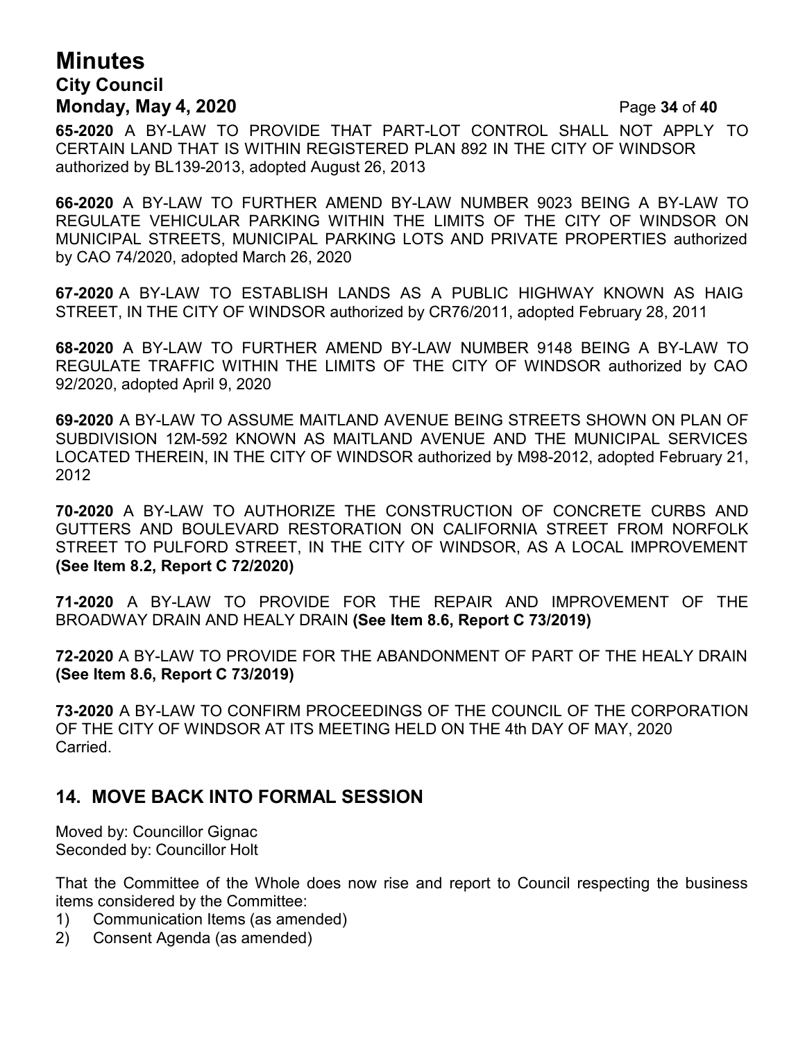**65-2020** A BY-LAW TO PROVIDE THAT PART-LOT CONTROL SHALL NOT APPLY TO CERTAIN LAND THAT IS WITHIN REGISTERED PLAN 892 IN THE CITY OF WINDSOR authorized by BL139-2013, adopted August 26, 2013

**66-2020** A BY-LAW TO FURTHER AMEND BY-LAW NUMBER 9023 BEING A BY-LAW TO REGULATE VEHICULAR PARKING WITHIN THE LIMITS OF THE CITY OF WINDSOR ON MUNICIPAL STREETS, MUNICIPAL PARKING LOTS AND PRIVATE PROPERTIES authorized by CAO 74/2020, adopted March 26, 2020

**67-2020** A BY-LAW TO ESTABLISH LANDS AS A PUBLIC HIGHWAY KNOWN AS HAIG STREET, IN THE CITY OF WINDSOR authorized by CR76/2011, adopted February 28, 2011

**68-2020** A BY-LAW TO FURTHER AMEND BY-LAW NUMBER 9148 BEING A BY-LAW TO REGULATE TRAFFIC WITHIN THE LIMITS OF THE CITY OF WINDSOR authorized by CAO 92/2020, adopted April 9, 2020

**69-2020** A BY-LAW TO ASSUME MAITLAND AVENUE BEING STREETS SHOWN ON PLAN OF SUBDIVISION 12M-592 KNOWN AS MAITLAND AVENUE AND THE MUNICIPAL SERVICES LOCATED THEREIN, IN THE CITY OF WINDSOR authorized by M98-2012, adopted February 21, 2012

**70-2020** A BY-LAW TO AUTHORIZE THE CONSTRUCTION OF CONCRETE CURBS AND GUTTERS AND BOULEVARD RESTORATION ON CALIFORNIA STREET FROM NORFOLK STREET TO PULFORD STREET, IN THE CITY OF WINDSOR, AS A LOCAL IMPROVEMENT **(See Item 8.2, Report C 72/2020)**

**71-2020** A BY-LAW TO PROVIDE FOR THE REPAIR AND IMPROVEMENT OF THE BROADWAY DRAIN AND HEALY DRAIN **(See Item 8.6, Report C 73/2019)**

**72-2020** A BY-LAW TO PROVIDE FOR THE ABANDONMENT OF PART OF THE HEALY DRAIN **(See Item 8.6, Report C 73/2019)**

**73-2020** A BY-LAW TO CONFIRM PROCEEDINGS OF THE COUNCIL OF THE CORPORATION OF THE CITY OF WINDSOR AT ITS MEETING HELD ON THE 4th DAY OF MAY, 2020
Carried.

## 14. MOVE BACK INTO FORMAL SESSION

Moved by: Councillor Gignac
Seconded by: Councillor Holt

That the Committee of the Whole does now rise and report to Council respecting the business items considered by the Committee:

1) Communication Items (as amended)
2) Consent Agenda (as amended)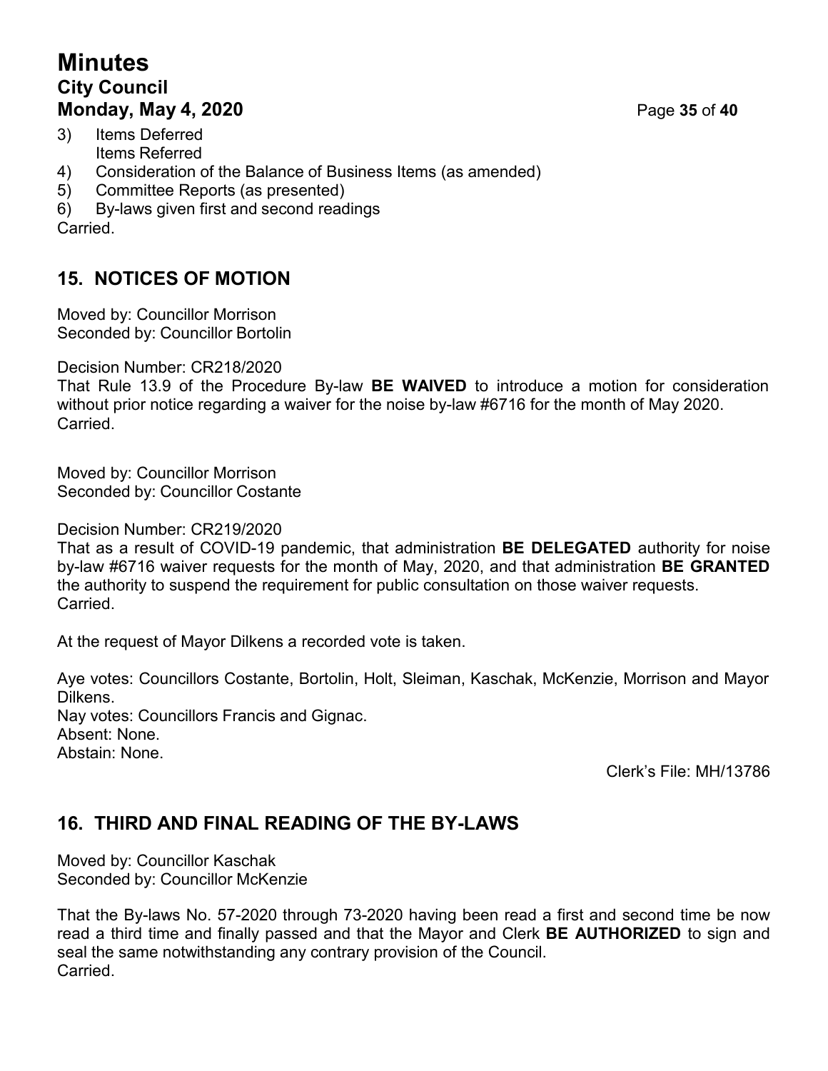3) Items Deferred
   Items Referred
4) Consideration of the Balance of Business Items (as amended)
5) Committee Reports (as presented)
6) By-laws given first and second readings

Carried.

## 15. NOTICES OF MOTION

Moved by: Councillor Morrison
Seconded by: Councillor Bortolin

Decision Number: CR218/2020
That Rule 13.9 of the Procedure By-law **BE WAIVED** to introduce a motion for consideration without prior notice regarding a waiver for the noise by-law #6716 for the month of May 2020.
Carried.

Moved by: Councillor Morrison
Seconded by: Councillor Costante

Decision Number: CR219/2020
That as a result of COVID-19 pandemic, that administration **BE DELEGATED** authority for noise by-law #6716 waiver requests for the month of May, 2020, and that administration **BE GRANTED** the authority to suspend the requirement for public consultation on those waiver requests.
Carried.

At the request of Mayor Dilkens a recorded vote is taken.

Aye votes: Councillors Costante, Bortolin, Holt, Sleiman, Kaschak, McKenzie, Morrison and Mayor Dilkens.
Nay votes: Councillors Francis and Gignac.
Absent: None.
Abstain: None.

Clerk's File: MH/13786

## 16. THIRD AND FINAL READING OF THE BY-LAWS

Moved by: Councillor Kaschak
Seconded by: Councillor McKenzie

That the By-laws No. 57-2020 through 73-2020 having been read a first and second time be now read a third time and finally passed and that the Mayor and Clerk **BE AUTHORIZED** to sign and seal the same notwithstanding any contrary provision of the Council.
Carried.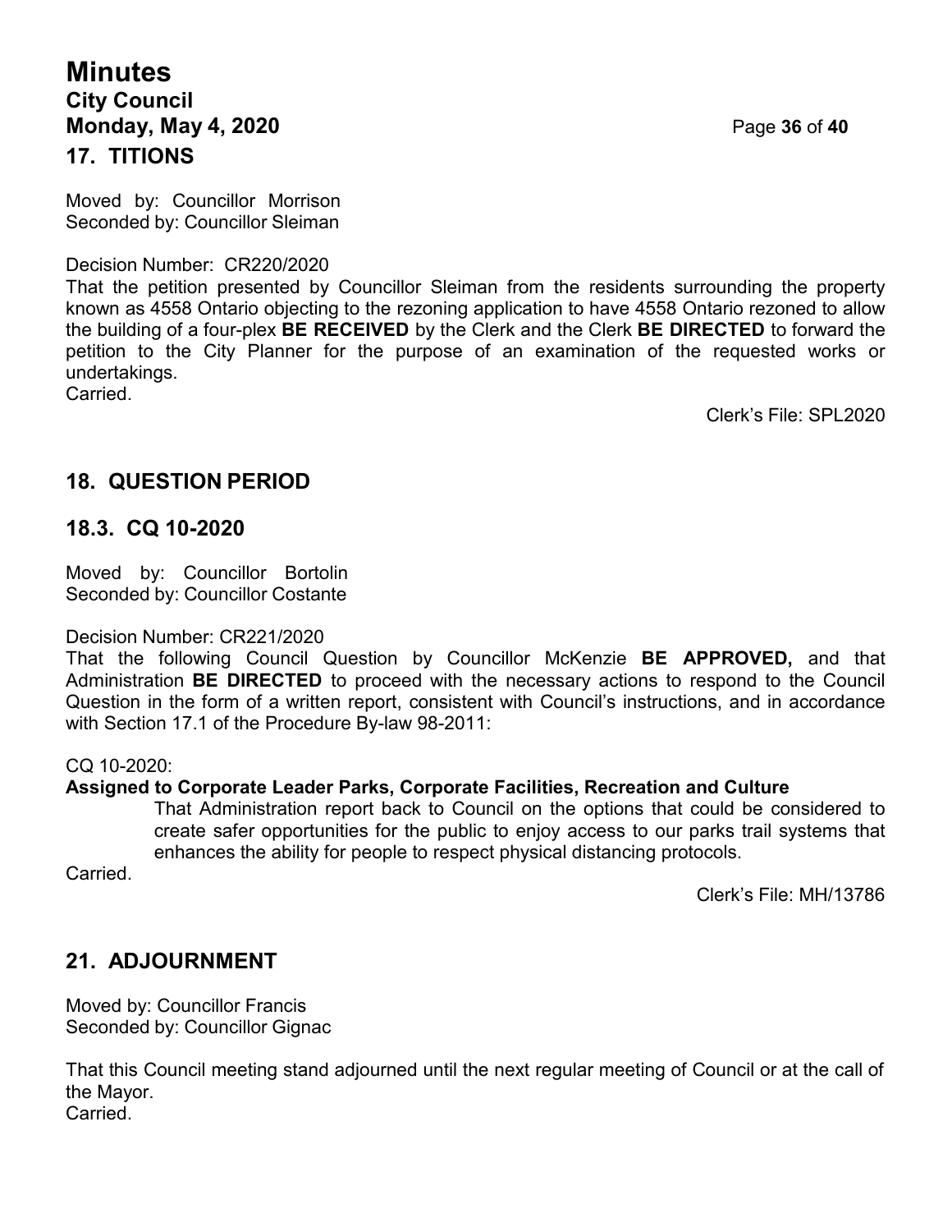## 17. TITIONS

Moved by: Councillor Morrison
Seconded by: Councillor Sleiman

Decision Number: CR220/2020
That the petition presented by Councillor Sleiman from the residents surrounding the property known as 4558 Ontario objecting to the rezoning application to have 4558 Ontario rezoned to allow the building of a four-plex **BE RECEIVED** by the Clerk and the Clerk **BE DIRECTED** to forward the petition to the City Planner for the purpose of an examination of the requested works or undertakings.
Carried.

Clerk's File: SPL2020

## 18. QUESTION PERIOD

## 18.3. CQ 10-2020

Moved by: Councillor Bortolin
Seconded by: Councillor Costante

Decision Number: CR221/2020
That the following Council Question by Councillor McKenzie **BE APPROVED,** and that Administration **BE DIRECTED** to proceed with the necessary actions to respond to the Council Question in the form of a written report, consistent with Council's instructions, and in accordance with Section 17.1 of the Procedure By-law 98-2011:

CQ 10-2020:
**Assigned to Corporate Leader Parks, Corporate Facilities, Recreation and Culture**

> That Administration report back to Council on the options that could be considered to create safer opportunities for the public to enjoy access to our parks trail systems that enhances the ability for people to respect physical distancing protocols.

Carried.

Clerk's File: MH/13786

## 21. ADJOURNMENT

Moved by: Councillor Francis
Seconded by: Councillor Gignac

That this Council meeting stand adjourned until the next regular meeting of Council or at the call of the Mayor.
Carried.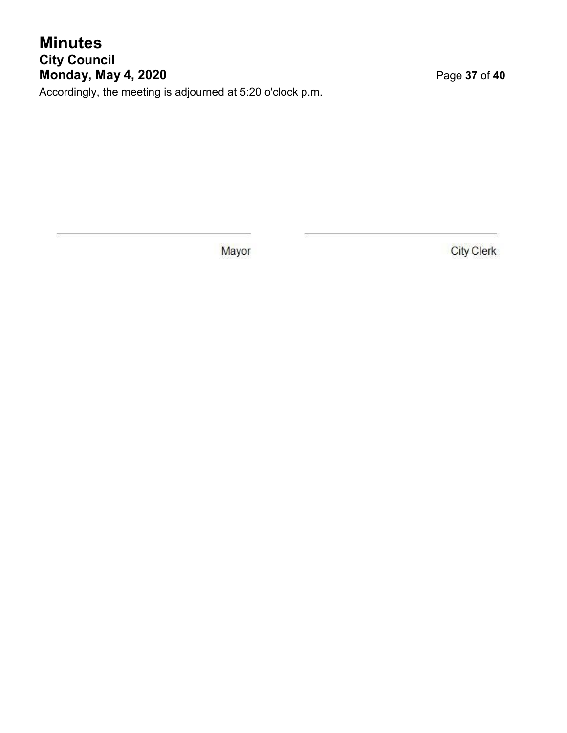Accordingly, the meeting is adjourned at 5:20 o'clock p.m.

| ______________________________ | ______________________________ |
| --- | --- |
| Mayor | City Clerk |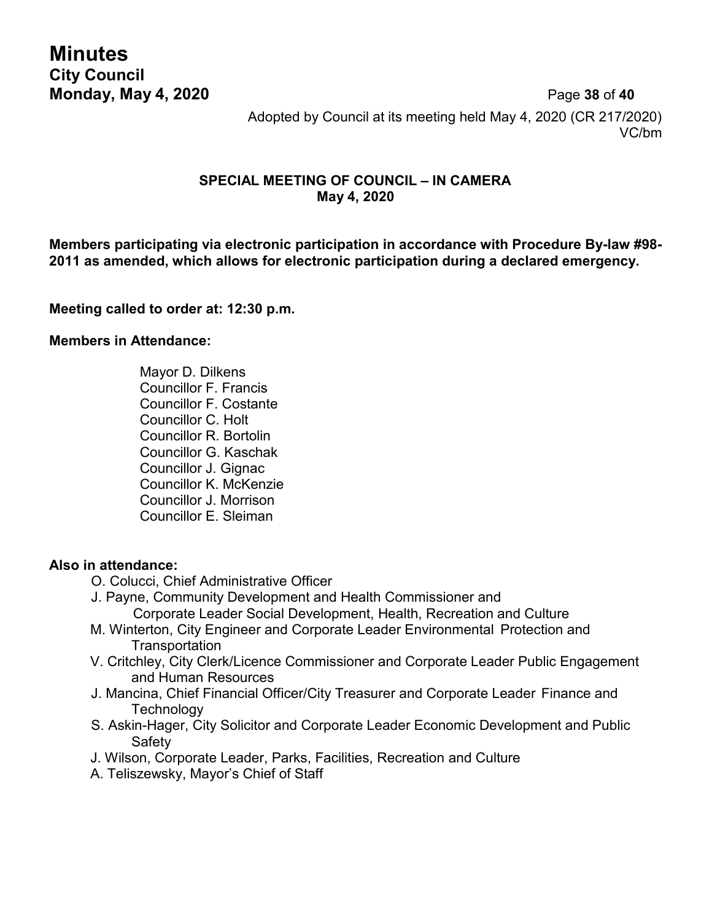Adopted by Council at its meeting held May 4, 2020 (CR 217/2020)
VC/bm

**SPECIAL MEETING OF COUNCIL – IN CAMERA**
**May 4, 2020**

**Members participating via electronic participation in accordance with Procedure By-law #98-2011 as amended, which allows for electronic participation during a declared emergency.**

**Meeting called to order at: 12:30 p.m.**

**Members in Attendance:**

Mayor D. Dilkens
Councillor F. Francis
Councillor F. Costante
Councillor C. Holt
Councillor R. Bortolin
Councillor G. Kaschak
Councillor J. Gignac
Councillor K. McKenzie
Councillor J. Morrison
Councillor E. Sleiman

**Also in attendance:**

O. Colucci, Chief Administrative Officer
J. Payne, Community Development and Health Commissioner and Corporate Leader Social Development, Health, Recreation and Culture
M. Winterton, City Engineer and Corporate Leader Environmental Protection and Transportation
V. Critchley, City Clerk/Licence Commissioner and Corporate Leader Public Engagement and Human Resources
J. Mancina, Chief Financial Officer/City Treasurer and Corporate Leader Finance and Technology
S. Askin-Hager, City Solicitor and Corporate Leader Economic Development and Public Safety
J. Wilson, Corporate Leader, Parks, Facilities, Recreation and Culture
A. Teliszewsky, Mayor's Chief of Staff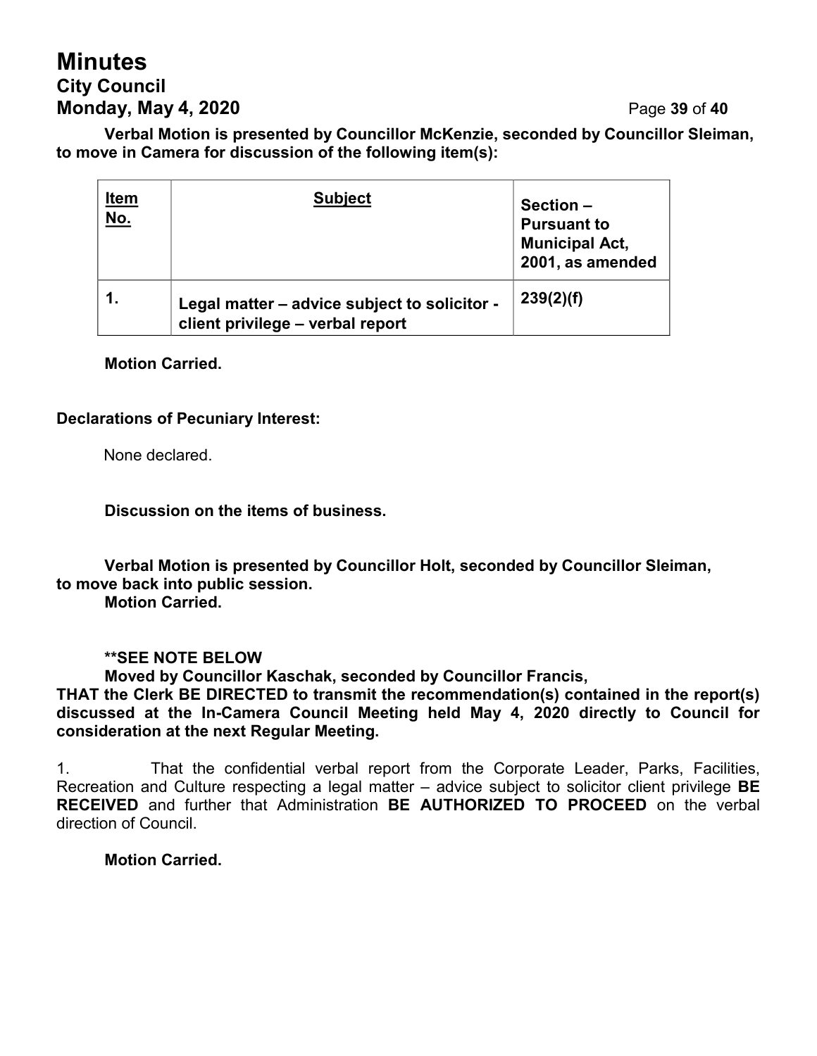**Verbal Motion is presented by Councillor McKenzie, seconded by Councillor Sleiman, to move in Camera for discussion of the following item(s):**

| Item No. | Subject | Section – Pursuant to Municipal Act, 2001, as amended |
|---|---|---|
| **1.** | **Legal matter – advice subject to solicitor - client privilege – verbal report** | **239(2)(f)** |

**Motion Carried.**

**Declarations of Pecuniary Interest:**

None declared.

**Discussion on the items of business.**

**Verbal Motion is presented by Councillor Holt, seconded by Councillor Sleiman, to move back into public session.**
**Motion Carried.**

**\*\*SEE NOTE BELOW**
**Moved by Councillor Kaschak, seconded by Councillor Francis,**
**THAT the Clerk BE DIRECTED to transmit the recommendation(s) contained in the report(s) discussed at the In-Camera Council Meeting held May 4, 2020 directly to Council for consideration at the next Regular Meeting.**

1. That the confidential verbal report from the Corporate Leader, Parks, Facilities, Recreation and Culture respecting a legal matter – advice subject to solicitor client privilege **BE RECEIVED** and further that Administration **BE AUTHORIZED TO PROCEED** on the verbal direction of Council.

**Motion Carried.**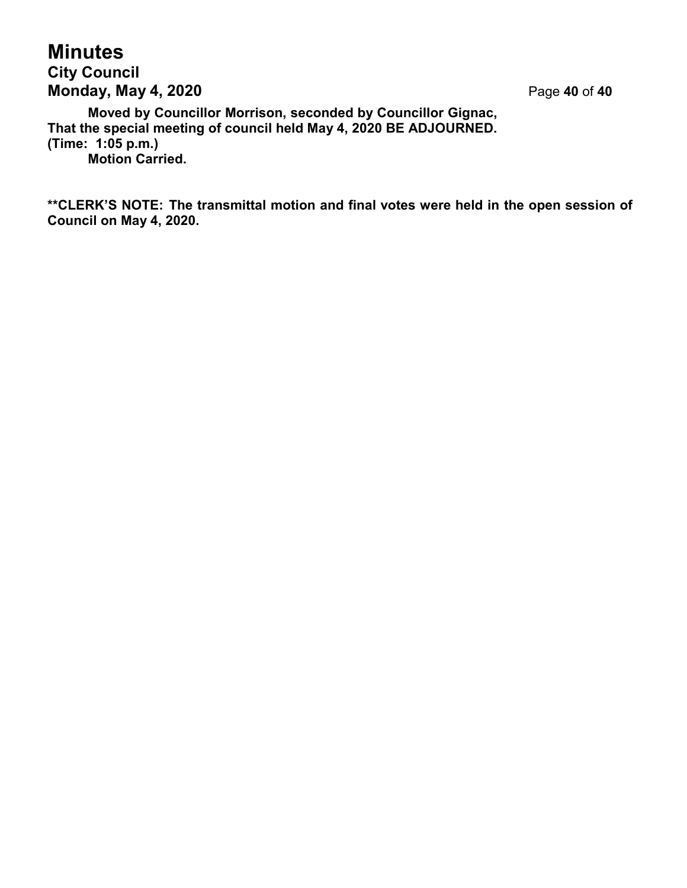**Moved by Councillor Morrison, seconded by Councillor Gignac,**
**That the special meeting of council held May 4, 2020 BE ADJOURNED.**
**(Time: 1:05 p.m.)**
**Motion Carried.**

**\*\*CLERK'S NOTE: The transmittal motion and final votes were held in the open session of Council on May 4, 2020.**